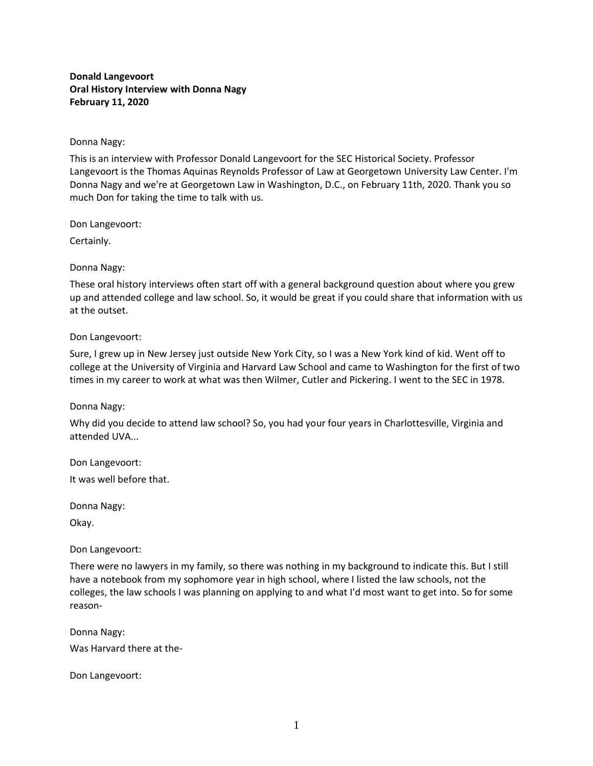**Donald Langevoort**
**Oral History Interview with Donna Nagy**
**February 11, 2020**

Donna Nagy:

This is an interview with Professor Donald Langevoort for the SEC Historical Society. Professor Langevoort is the Thomas Aquinas Reynolds Professor of Law at Georgetown University Law Center. I'm Donna Nagy and we're at Georgetown Law in Washington, D.C., on February 11th, 2020. Thank you so much Don for taking the time to talk with us.

Don Langevoort:

Certainly.

Donna Nagy:

These oral history interviews often start off with a general background question about where you grew up and attended college and law school. So, it would be great if you could share that information with us at the outset.

Don Langevoort:

Sure, I grew up in New Jersey just outside New York City, so I was a New York kind of kid. Went off to college at the University of Virginia and Harvard Law School and came to Washington for the first of two times in my career to work at what was then Wilmer, Cutler and Pickering. I went to the SEC in 1978.

Donna Nagy:

Why did you decide to attend law school? So, you had your four years in Charlottesville, Virginia and attended UVA...

Don Langevoort:

It was well before that.

Donna Nagy:

Okay.

Don Langevoort:

There were no lawyers in my family, so there was nothing in my background to indicate this. But I still have a notebook from my sophomore year in high school, where I listed the law schools, not the colleges, the law schools I was planning on applying to and what I'd most want to get into. So for some reason-

Donna Nagy:

Was Harvard there at the-

Don Langevoort: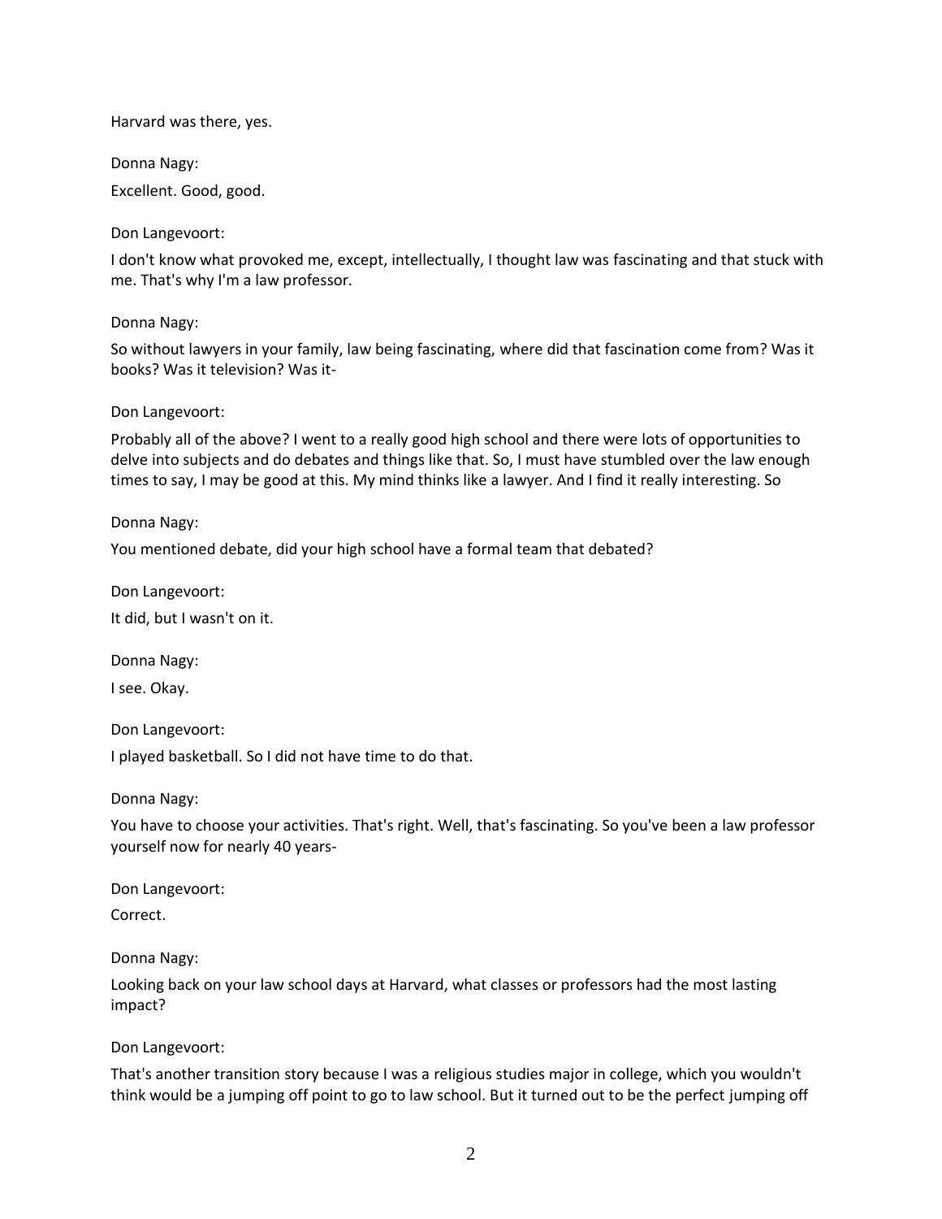Harvard was there, yes.

Donna Nagy:

Excellent. Good, good.

Don Langevoort:

I don't know what provoked me, except, intellectually, I thought law was fascinating and that stuck with me. That's why I'm a law professor.

Donna Nagy:

So without lawyers in your family, law being fascinating, where did that fascination come from? Was it books? Was it television? Was it-

Don Langevoort:

Probably all of the above? I went to a really good high school and there were lots of opportunities to delve into subjects and do debates and things like that. So, I must have stumbled over the law enough times to say, I may be good at this. My mind thinks like a lawyer. And I find it really interesting. So

Donna Nagy:

You mentioned debate, did your high school have a formal team that debated?

Don Langevoort:

It did, but I wasn't on it.

Donna Nagy:

I see. Okay.

Don Langevoort:

I played basketball. So I did not have time to do that.

Donna Nagy:

You have to choose your activities. That's right. Well, that's fascinating. So you've been a law professor yourself now for nearly 40 years-

Don Langevoort:

Correct.

Donna Nagy:

Looking back on your law school days at Harvard, what classes or professors had the most lasting impact?

Don Langevoort:

That's another transition story because I was a religious studies major in college, which you wouldn't think would be a jumping off point to go to law school. But it turned out to be the perfect jumping off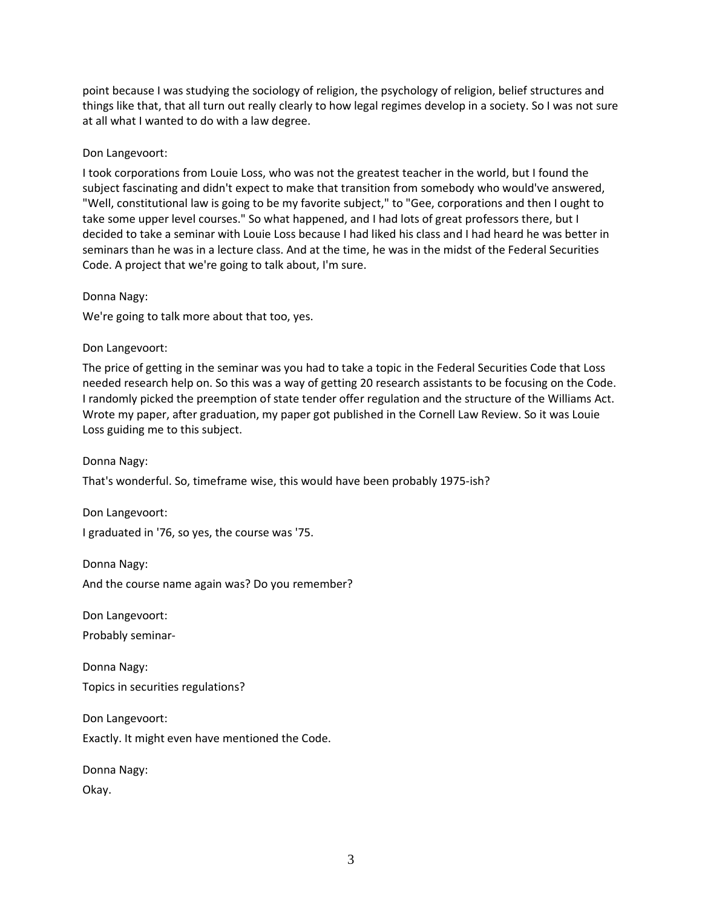point because I was studying the sociology of religion, the psychology of religion, belief structures and things like that, that all turn out really clearly to how legal regimes develop in a society. So I was not sure at all what I wanted to do with a law degree.

Don Langevoort:

I took corporations from Louie Loss, who was not the greatest teacher in the world, but I found the subject fascinating and didn't expect to make that transition from somebody who would've answered, "Well, constitutional law is going to be my favorite subject," to "Gee, corporations and then I ought to take some upper level courses." So what happened, and I had lots of great professors there, but I decided to take a seminar with Louie Loss because I had liked his class and I had heard he was better in seminars than he was in a lecture class. And at the time, he was in the midst of the Federal Securities Code. A project that we're going to talk about, I'm sure.

Donna Nagy:

We're going to talk more about that too, yes.

Don Langevoort:

The price of getting in the seminar was you had to take a topic in the Federal Securities Code that Loss needed research help on. So this was a way of getting 20 research assistants to be focusing on the Code. I randomly picked the preemption of state tender offer regulation and the structure of the Williams Act. Wrote my paper, after graduation, my paper got published in the Cornell Law Review. So it was Louie Loss guiding me to this subject.

Donna Nagy:

That's wonderful. So, timeframe wise, this would have been probably 1975-ish?

Don Langevoort:

I graduated in '76, so yes, the course was '75.

Donna Nagy:

And the course name again was? Do you remember?

Don Langevoort:

Probably seminar-

Donna Nagy:

Topics in securities regulations?

Don Langevoort:

Exactly. It might even have mentioned the Code.

Donna Nagy:

Okay.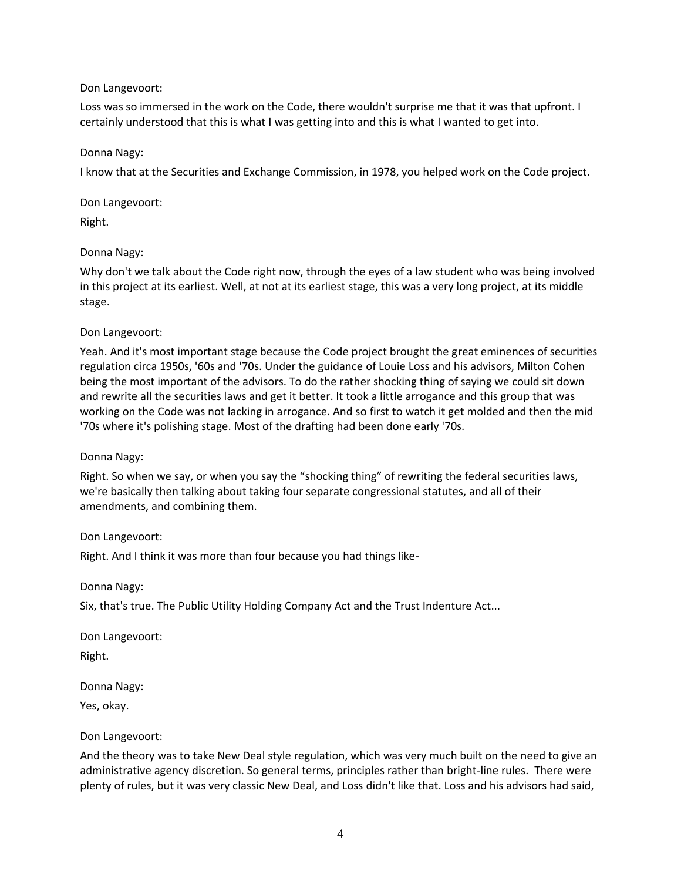Don Langevoort:

Loss was so immersed in the work on the Code, there wouldn't surprise me that it was that upfront. I certainly understood that this is what I was getting into and this is what I wanted to get into.

Donna Nagy:

I know that at the Securities and Exchange Commission, in 1978, you helped work on the Code project.

Don Langevoort:

Right.

Donna Nagy:

Why don't we talk about the Code right now, through the eyes of a law student who was being involved in this project at its earliest. Well, at not at its earliest stage, this was a very long project, at its middle stage.

Don Langevoort:

Yeah. And it's most important stage because the Code project brought the great eminences of securities regulation circa 1950s, '60s and '70s. Under the guidance of Louie Loss and his advisors, Milton Cohen being the most important of the advisors. To do the rather shocking thing of saying we could sit down and rewrite all the securities laws and get it better. It took a little arrogance and this group that was working on the Code was not lacking in arrogance. And so first to watch it get molded and then the mid '70s where it's polishing stage. Most of the drafting had been done early '70s.

Donna Nagy:

Right. So when we say, or when you say the "shocking thing" of rewriting the federal securities laws, we're basically then talking about taking four separate congressional statutes, and all of their amendments, and combining them.

Don Langevoort:

Right. And I think it was more than four because you had things like-

Donna Nagy:

Six, that's true. The Public Utility Holding Company Act and the Trust Indenture Act...

Don Langevoort:

Right.

Donna Nagy:

Yes, okay.

Don Langevoort:

And the theory was to take New Deal style regulation, which was very much built on the need to give an administrative agency discretion. So general terms, principles rather than bright-line rules. There were plenty of rules, but it was very classic New Deal, and Loss didn't like that. Loss and his advisors had said,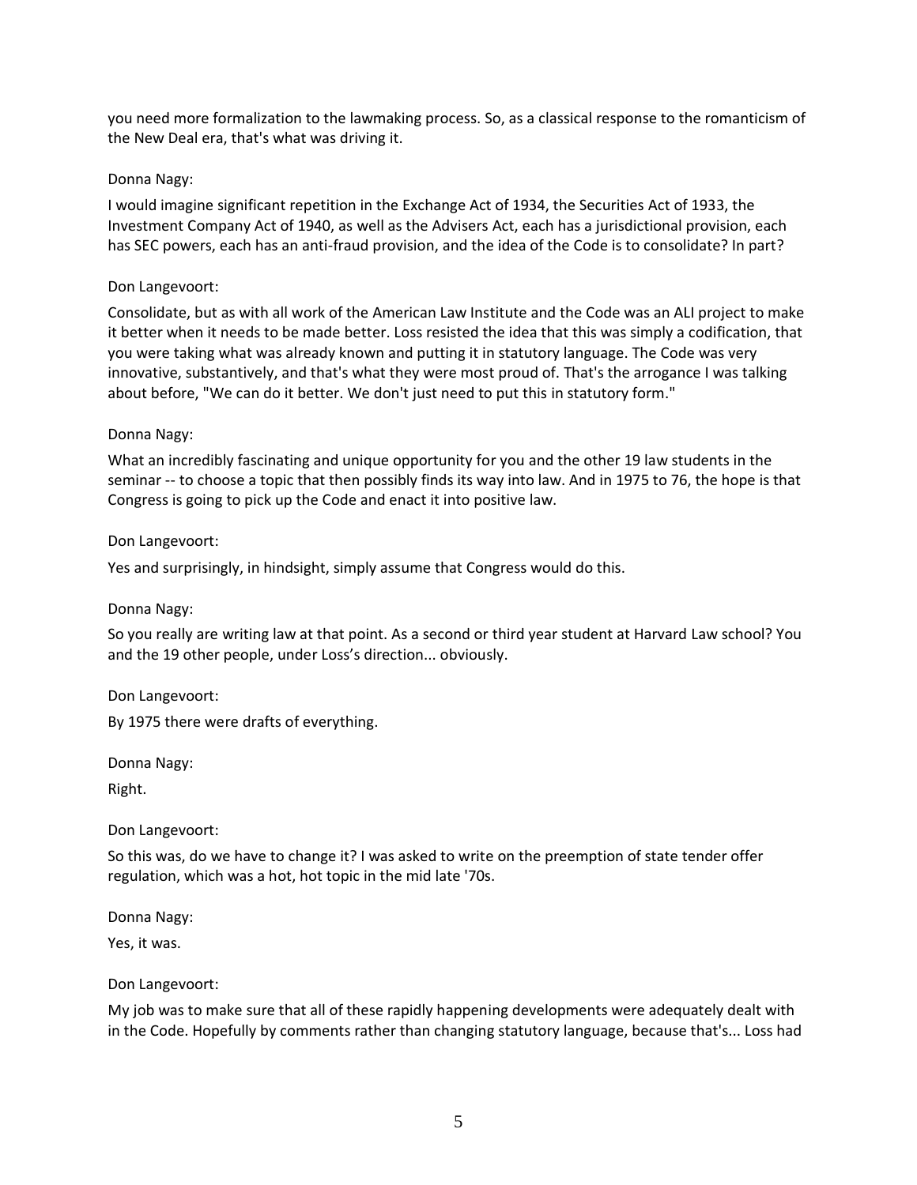you need more formalization to the lawmaking process. So, as a classical response to the romanticism of the New Deal era, that's what was driving it.

Donna Nagy:

I would imagine significant repetition in the Exchange Act of 1934, the Securities Act of 1933, the Investment Company Act of 1940, as well as the Advisers Act, each has a jurisdictional provision, each has SEC powers, each has an anti-fraud provision, and the idea of the Code is to consolidate? In part?

Don Langevoort:

Consolidate, but as with all work of the American Law Institute and the Code was an ALI project to make it better when it needs to be made better. Loss resisted the idea that this was simply a codification, that you were taking what was already known and putting it in statutory language. The Code was very innovative, substantively, and that's what they were most proud of. That's the arrogance I was talking about before, "We can do it better. We don't just need to put this in statutory form."

Donna Nagy:

What an incredibly fascinating and unique opportunity for you and the other 19 law students in the seminar -- to choose a topic that then possibly finds its way into law. And in 1975 to 76, the hope is that Congress is going to pick up the Code and enact it into positive law.

Don Langevoort:

Yes and surprisingly, in hindsight, simply assume that Congress would do this.

Donna Nagy:

So you really are writing law at that point. As a second or third year student at Harvard Law school? You and the 19 other people, under Loss's direction... obviously.

Don Langevoort:

By 1975 there were drafts of everything.

Donna Nagy:

Right.

Don Langevoort:

So this was, do we have to change it? I was asked to write on the preemption of state tender offer regulation, which was a hot, hot topic in the mid late '70s.

Donna Nagy:

Yes, it was.

Don Langevoort:

My job was to make sure that all of these rapidly happening developments were adequately dealt with in the Code. Hopefully by comments rather than changing statutory language, because that's... Loss had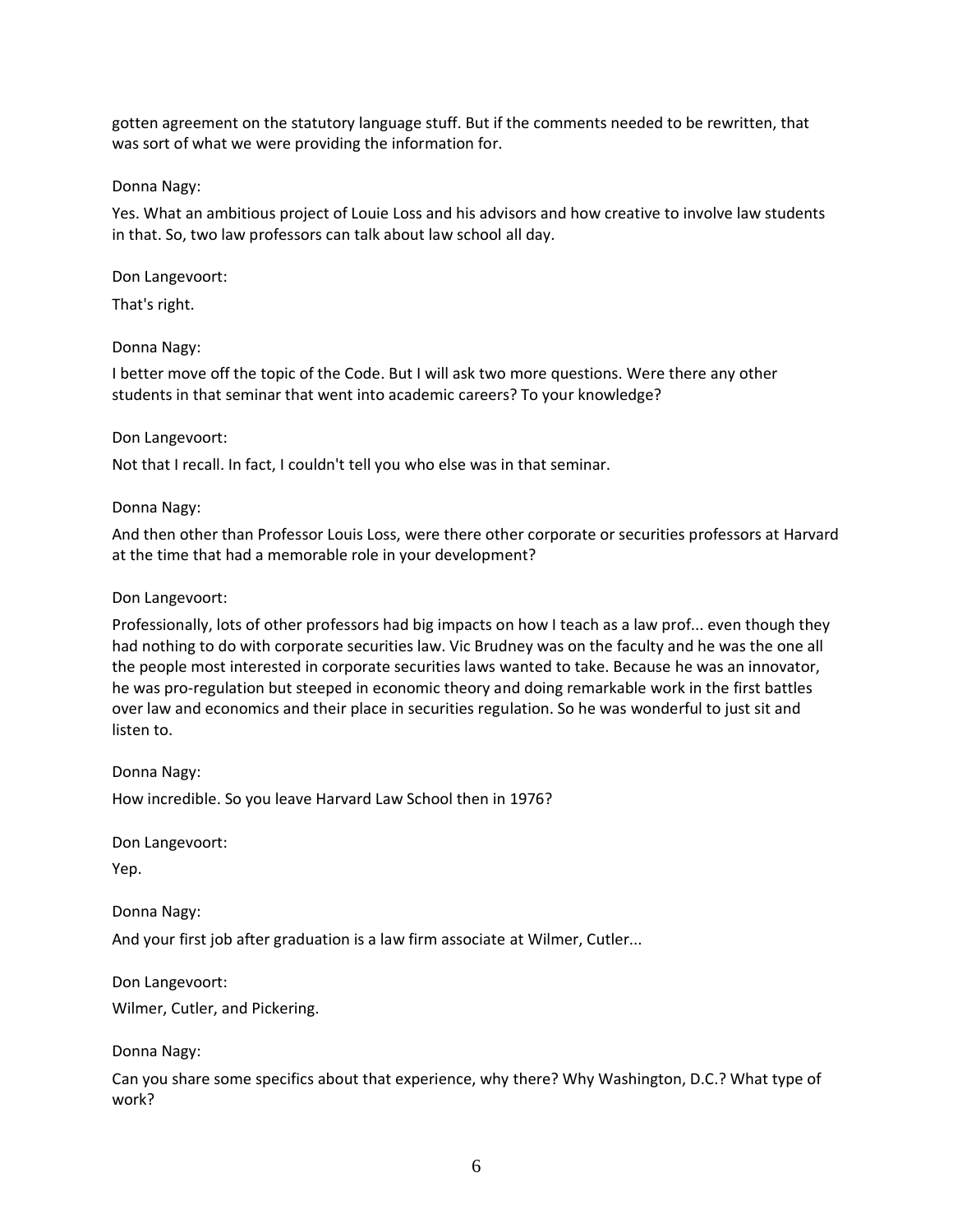gotten agreement on the statutory language stuff. But if the comments needed to be rewritten, that was sort of what we were providing the information for.

Donna Nagy:

Yes. What an ambitious project of Louie Loss and his advisors and how creative to involve law students in that. So, two law professors can talk about law school all day.

Don Langevoort:

That's right.

Donna Nagy:

I better move off the topic of the Code. But I will ask two more questions. Were there any other students in that seminar that went into academic careers? To your knowledge?

Don Langevoort:

Not that I recall. In fact, I couldn't tell you who else was in that seminar.

Donna Nagy:

And then other than Professor Louis Loss, were there other corporate or securities professors at Harvard at the time that had a memorable role in your development?

Don Langevoort:

Professionally, lots of other professors had big impacts on how I teach as a law prof... even though they had nothing to do with corporate securities law. Vic Brudney was on the faculty and he was the one all the people most interested in corporate securities laws wanted to take. Because he was an innovator, he was pro-regulation but steeped in economic theory and doing remarkable work in the first battles over law and economics and their place in securities regulation. So he was wonderful to just sit and listen to.

Donna Nagy:

How incredible. So you leave Harvard Law School then in 1976?

Don Langevoort:

Yep.

Donna Nagy:

And your first job after graduation is a law firm associate at Wilmer, Cutler...

Don Langevoort:

Wilmer, Cutler, and Pickering.

Donna Nagy:

Can you share some specifics about that experience, why there? Why Washington, D.C.? What type of work?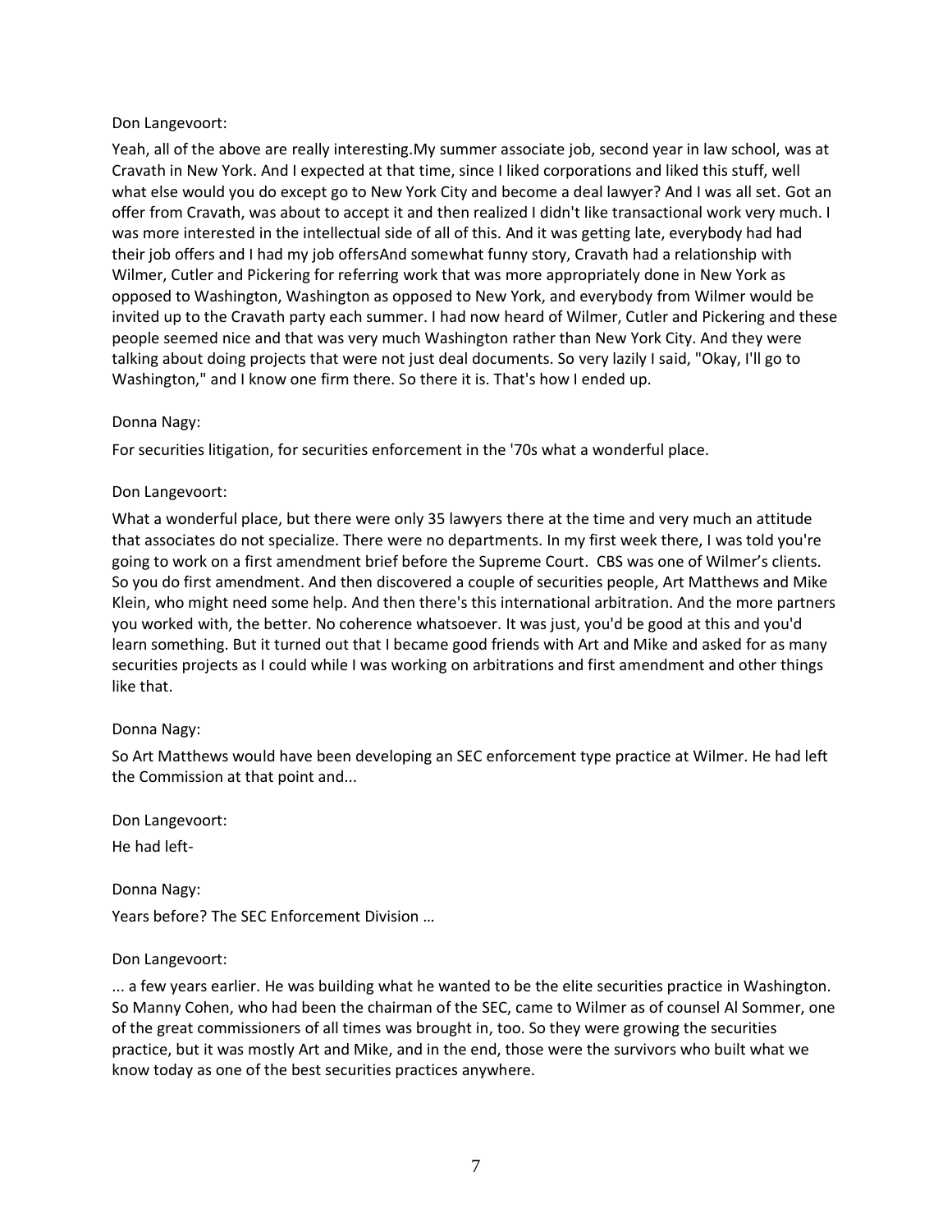Don Langevoort:

Yeah, all of the above are really interesting.My summer associate job, second year in law school, was at Cravath in New York. And I expected at that time, since I liked corporations and liked this stuff, well what else would you do except go to New York City and become a deal lawyer? And I was all set. Got an offer from Cravath, was about to accept it and then realized I didn't like transactional work very much. I was more interested in the intellectual side of all of this. And it was getting late, everybody had had their job offers and I had my job offersAnd somewhat funny story, Cravath had a relationship with Wilmer, Cutler and Pickering for referring work that was more appropriately done in New York as opposed to Washington, Washington as opposed to New York, and everybody from Wilmer would be invited up to the Cravath party each summer. I had now heard of Wilmer, Cutler and Pickering and these people seemed nice and that was very much Washington rather than New York City. And they were talking about doing projects that were not just deal documents. So very lazily I said, "Okay, I'll go to Washington," and I know one firm there. So there it is. That's how I ended up.

Donna Nagy:

For securities litigation, for securities enforcement in the '70s what a wonderful place.

Don Langevoort:

What a wonderful place, but there were only 35 lawyers there at the time and very much an attitude that associates do not specialize. There were no departments. In my first week there, I was told you're going to work on a first amendment brief before the Supreme Court. CBS was one of Wilmer's clients. So you do first amendment. And then discovered a couple of securities people, Art Matthews and Mike Klein, who might need some help. And then there's this international arbitration. And the more partners you worked with, the better. No coherence whatsoever. It was just, you'd be good at this and you'd learn something. But it turned out that I became good friends with Art and Mike and asked for as many securities projects as I could while I was working on arbitrations and first amendment and other things like that.

Donna Nagy:

So Art Matthews would have been developing an SEC enforcement type practice at Wilmer. He had left the Commission at that point and...

Don Langevoort:

He had left-

Donna Nagy:

Years before? The SEC Enforcement Division …

Don Langevoort:

... a few years earlier. He was building what he wanted to be the elite securities practice in Washington. So Manny Cohen, who had been the chairman of the SEC, came to Wilmer as of counsel Al Sommer, one of the great commissioners of all times was brought in, too. So they were growing the securities practice, but it was mostly Art and Mike, and in the end, those were the survivors who built what we know today as one of the best securities practices anywhere.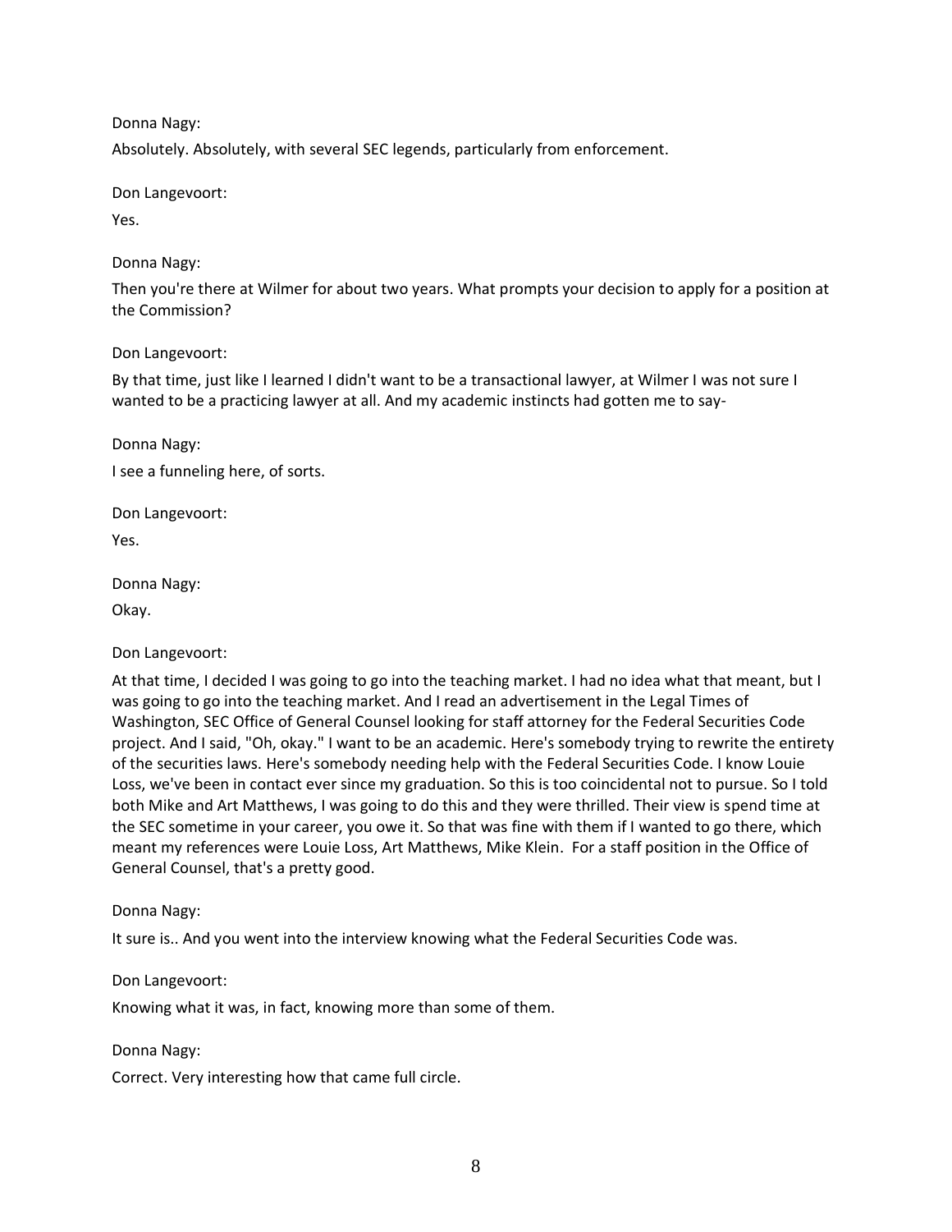Donna Nagy:

Absolutely. Absolutely, with several SEC legends, particularly from enforcement.

Don Langevoort:

Yes.

Donna Nagy:

Then you're there at Wilmer for about two years. What prompts your decision to apply for a position at the Commission?

Don Langevoort:

By that time, just like I learned I didn't want to be a transactional lawyer, at Wilmer I was not sure I wanted to be a practicing lawyer at all. And my academic instincts had gotten me to say-

Donna Nagy:

I see a funneling here, of sorts.

Don Langevoort:

Yes.

Donna Nagy:

Okay.

Don Langevoort:

At that time, I decided I was going to go into the teaching market. I had no idea what that meant, but I was going to go into the teaching market. And I read an advertisement in the Legal Times of Washington, SEC Office of General Counsel looking for staff attorney for the Federal Securities Code project. And I said, "Oh, okay." I want to be an academic. Here's somebody trying to rewrite the entirety of the securities laws. Here's somebody needing help with the Federal Securities Code. I know Louie Loss, we've been in contact ever since my graduation. So this is too coincidental not to pursue. So I told both Mike and Art Matthews, I was going to do this and they were thrilled. Their view is spend time at the SEC sometime in your career, you owe it. So that was fine with them if I wanted to go there, which meant my references were Louie Loss, Art Matthews, Mike Klein. For a staff position in the Office of General Counsel, that's a pretty good.

Donna Nagy:

It sure is.. And you went into the interview knowing what the Federal Securities Code was.

Don Langevoort:

Knowing what it was, in fact, knowing more than some of them.

Donna Nagy:

Correct. Very interesting how that came full circle.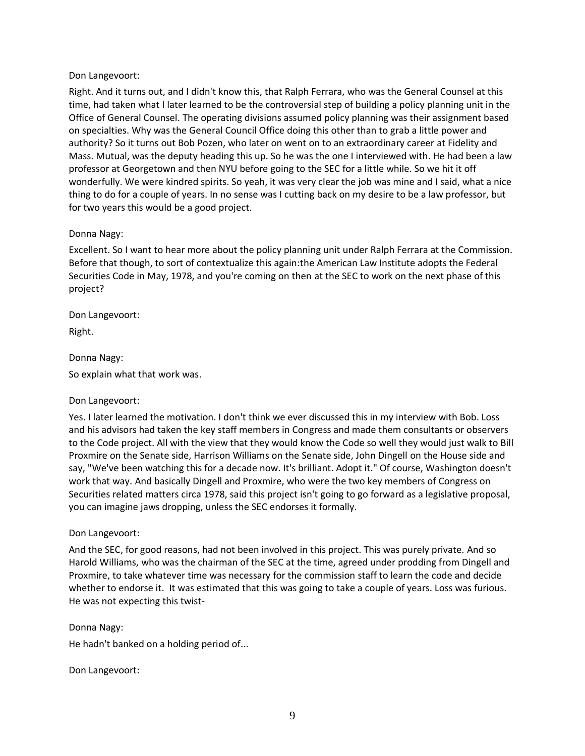Don Langevoort:

Right. And it turns out, and I didn't know this, that Ralph Ferrara, who was the General Counsel at this time, had taken what I later learned to be the controversial step of building a policy planning unit in the Office of General Counsel. The operating divisions assumed policy planning was their assignment based on specialties. Why was the General Council Office doing this other than to grab a little power and authority? So it turns out Bob Pozen, who later on went on to an extraordinary career at Fidelity and Mass. Mutual, was the deputy heading this up. So he was the one I interviewed with. He had been a law professor at Georgetown and then NYU before going to the SEC for a little while. So we hit it off wonderfully. We were kindred spirits. So yeah, it was very clear the job was mine and I said, what a nice thing to do for a couple of years. In no sense was I cutting back on my desire to be a law professor, but for two years this would be a good project.

Donna Nagy:

Excellent. So I want to hear more about the policy planning unit under Ralph Ferrara at the Commission. Before that though, to sort of contextualize this again:the American Law Institute adopts the Federal Securities Code in May, 1978, and you're coming on then at the SEC to work on the next phase of this project?

Don Langevoort:

Right.

Donna Nagy:

So explain what that work was.

Don Langevoort:

Yes. I later learned the motivation. I don't think we ever discussed this in my interview with Bob. Loss and his advisors had taken the key staff members in Congress and made them consultants or observers to the Code project. All with the view that they would know the Code so well they would just walk to Bill Proxmire on the Senate side, Harrison Williams on the Senate side, John Dingell on the House side and say, "We've been watching this for a decade now. It's brilliant. Adopt it." Of course, Washington doesn't work that way. And basically Dingell and Proxmire, who were the two key members of Congress on Securities related matters circa 1978, said this project isn't going to go forward as a legislative proposal, you can imagine jaws dropping, unless the SEC endorses it formally.

Don Langevoort:

And the SEC, for good reasons, had not been involved in this project. This was purely private. And so Harold Williams, who was the chairman of the SEC at the time, agreed under prodding from Dingell and Proxmire, to take whatever time was necessary for the commission staff to learn the code and decide whether to endorse it. It was estimated that this was going to take a couple of years. Loss was furious. He was not expecting this twist-

Donna Nagy:

He hadn't banked on a holding period of...

Don Langevoort: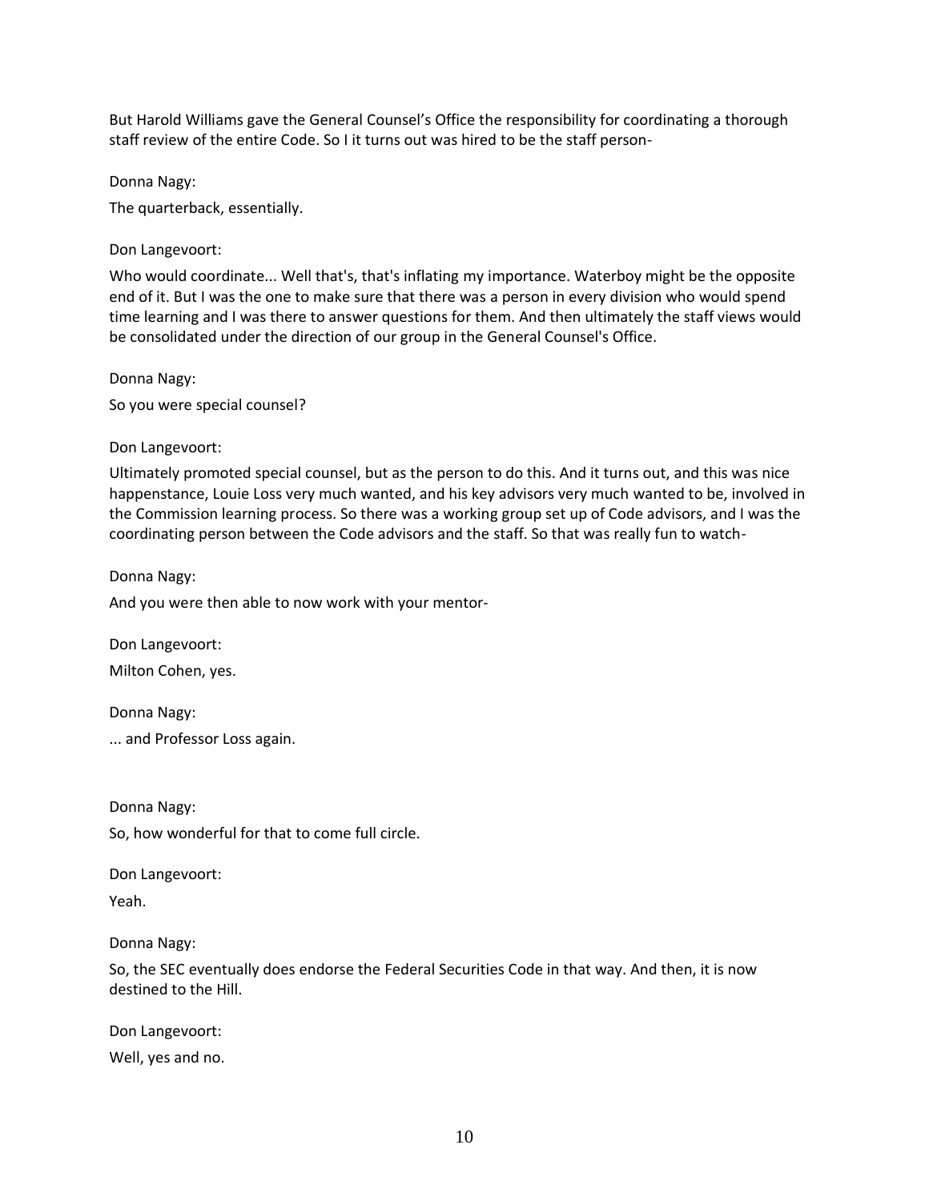But Harold Williams gave the General Counsel's Office the responsibility for coordinating a thorough staff review of the entire Code. So I it turns out was hired to be the staff person-

Donna Nagy:

The quarterback, essentially.

Don Langevoort:

Who would coordinate... Well that's, that's inflating my importance. Waterboy might be the opposite end of it. But I was the one to make sure that there was a person in every division who would spend time learning and I was there to answer questions for them. And then ultimately the staff views would be consolidated under the direction of our group in the General Counsel's Office.

Donna Nagy:

So you were special counsel?

Don Langevoort:

Ultimately promoted special counsel, but as the person to do this. And it turns out, and this was nice happenstance, Louie Loss very much wanted, and his key advisors very much wanted to be, involved in the Commission learning process. So there was a working group set up of Code advisors, and I was the coordinating person between the Code advisors and the staff. So that was really fun to watch-

Donna Nagy:

And you were then able to now work with your mentor-

Don Langevoort:

Milton Cohen, yes.

Donna Nagy:

... and Professor Loss again.

Donna Nagy:

So, how wonderful for that to come full circle.

Don Langevoort:

Yeah.

Donna Nagy:

So, the SEC eventually does endorse the Federal Securities Code in that way. And then, it is now destined to the Hill.

Don Langevoort:

Well, yes and no.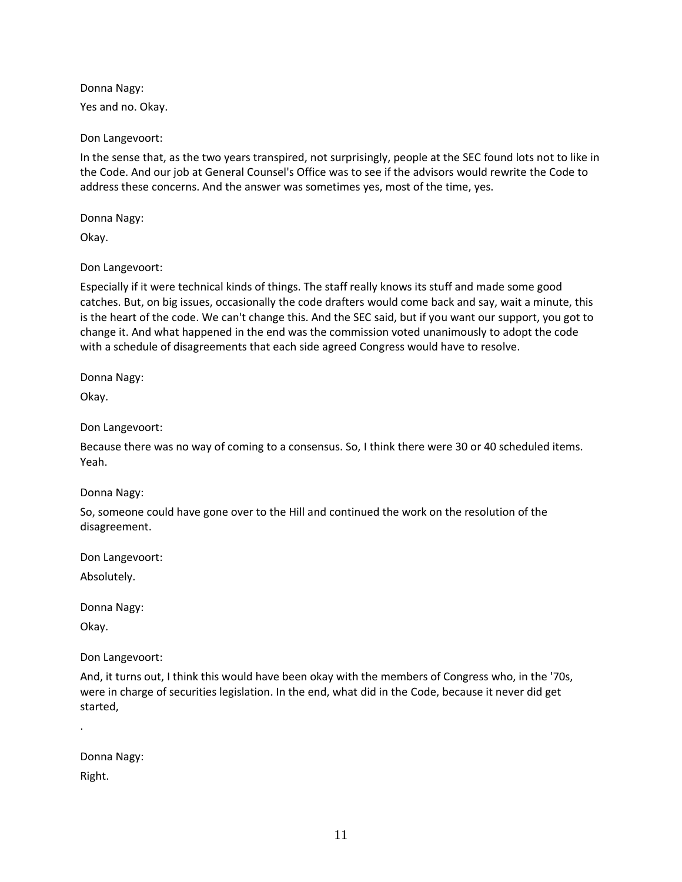Donna Nagy:

Yes and no. Okay.

Don Langevoort:

In the sense that, as the two years transpired, not surprisingly, people at the SEC found lots not to like in the Code. And our job at General Counsel's Office was to see if the advisors would rewrite the Code to address these concerns. And the answer was sometimes yes, most of the time, yes.

Donna Nagy:

Okay.

Don Langevoort:

Especially if it were technical kinds of things. The staff really knows its stuff and made some good catches. But, on big issues, occasionally the code drafters would come back and say, wait a minute, this is the heart of the code. We can't change this. And the SEC said, but if you want our support, you got to change it. And what happened in the end was the commission voted unanimously to adopt the code with a schedule of disagreements that each side agreed Congress would have to resolve.

Donna Nagy:

Okay.

Don Langevoort:

Because there was no way of coming to a consensus. So, I think there were 30 or 40 scheduled items. Yeah.

Donna Nagy:

So, someone could have gone over to the Hill and continued the work on the resolution of the disagreement.

Don Langevoort:

Absolutely.

Donna Nagy:

Okay.

Don Langevoort:

And, it turns out, I think this would have been okay with the members of Congress who, in the '70s, were in charge of securities legislation. In the end, what did in the Code, because it never did get started,

.

Donna Nagy:

Right.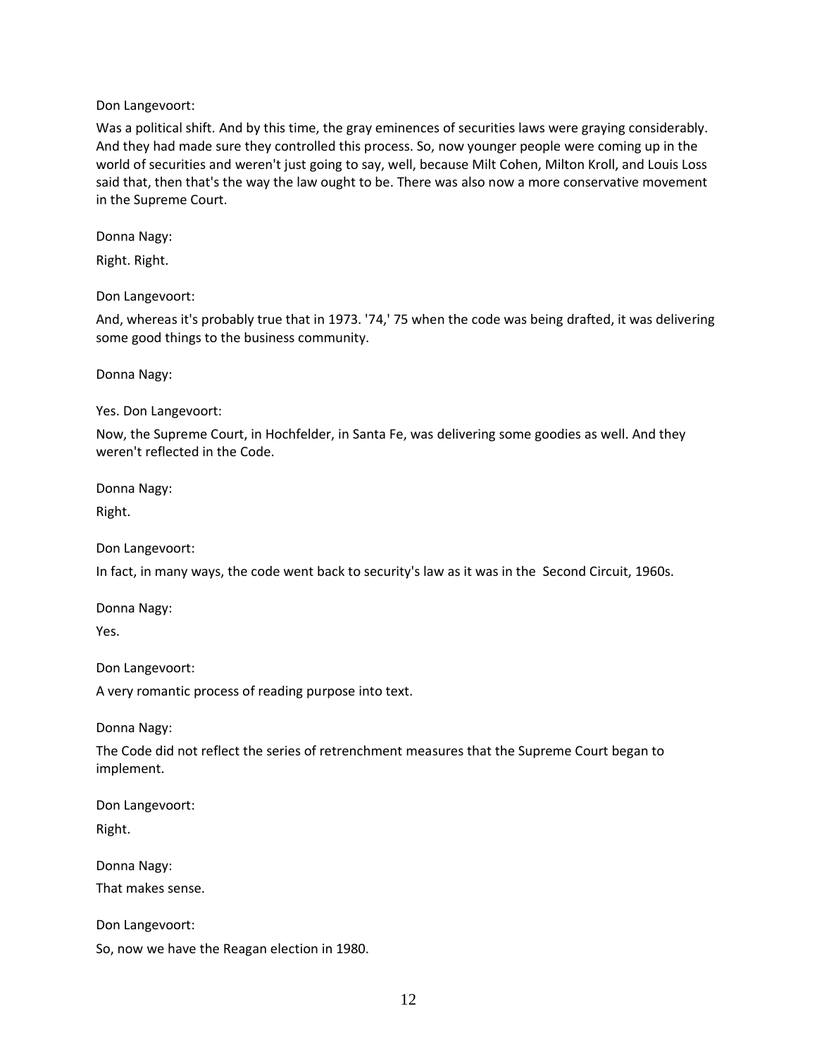Don Langevoort:

Was a political shift. And by this time, the gray eminences of securities laws were graying considerably. And they had made sure they controlled this process. So, now younger people were coming up in the world of securities and weren't just going to say, well, because Milt Cohen, Milton Kroll, and Louis Loss said that, then that's the way the law ought to be. There was also now a more conservative movement in the Supreme Court.

Donna Nagy:

Right. Right.

Don Langevoort:

And, whereas it's probably true that in 1973. '74,' 75 when the code was being drafted, it was delivering some good things to the business community.

Donna Nagy:

Yes. Don Langevoort:

Now, the Supreme Court, in Hochfelder, in Santa Fe, was delivering some goodies as well. And they weren't reflected in the Code.

Donna Nagy:

Right.

Don Langevoort:

In fact, in many ways, the code went back to security's law as it was in the Second Circuit, 1960s.

Donna Nagy:

Yes.

Don Langevoort:

A very romantic process of reading purpose into text.

Donna Nagy:

The Code did not reflect the series of retrenchment measures that the Supreme Court began to implement.

Don Langevoort:

Right.

Donna Nagy:

That makes sense.

Don Langevoort:

So, now we have the Reagan election in 1980.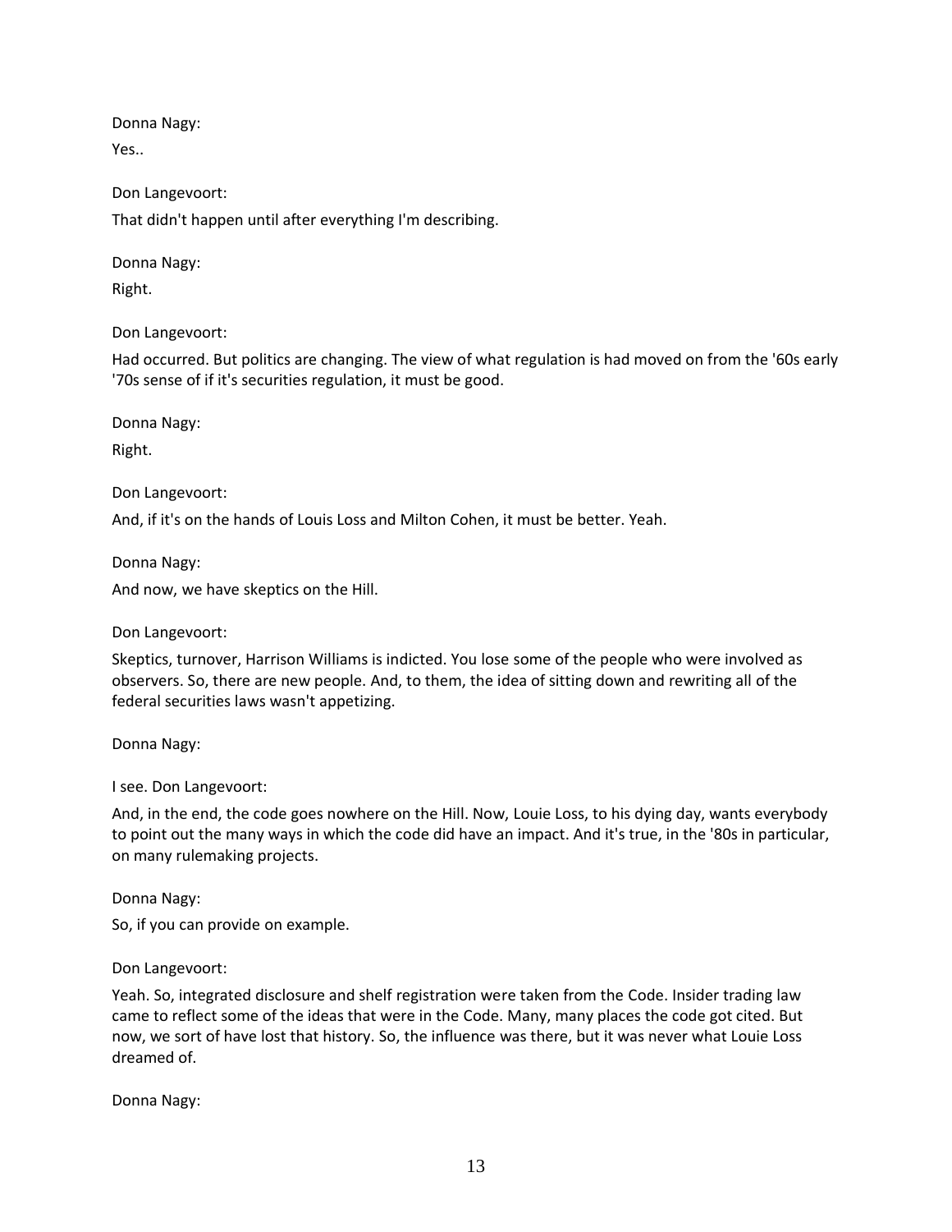Donna Nagy:

Yes..

Don Langevoort:

That didn't happen until after everything I'm describing.

Donna Nagy:

Right.

Don Langevoort:

Had occurred. But politics are changing. The view of what regulation is had moved on from the '60s early '70s sense of if it's securities regulation, it must be good.

Donna Nagy:

Right.

Don Langevoort:

And, if it's on the hands of Louis Loss and Milton Cohen, it must be better. Yeah.

Donna Nagy:

And now, we have skeptics on the Hill.

Don Langevoort:

Skeptics, turnover, Harrison Williams is indicted. You lose some of the people who were involved as observers. So, there are new people. And, to them, the idea of sitting down and rewriting all of the federal securities laws wasn't appetizing.

Donna Nagy:

I see. Don Langevoort:

And, in the end, the code goes nowhere on the Hill. Now, Louie Loss, to his dying day, wants everybody to point out the many ways in which the code did have an impact. And it's true, in the '80s in particular, on many rulemaking projects.

Donna Nagy:

So, if you can provide on example.

Don Langevoort:

Yeah. So, integrated disclosure and shelf registration were taken from the Code. Insider trading law came to reflect some of the ideas that were in the Code. Many, many places the code got cited. But now, we sort of have lost that history. So, the influence was there, but it was never what Louie Loss dreamed of.

Donna Nagy: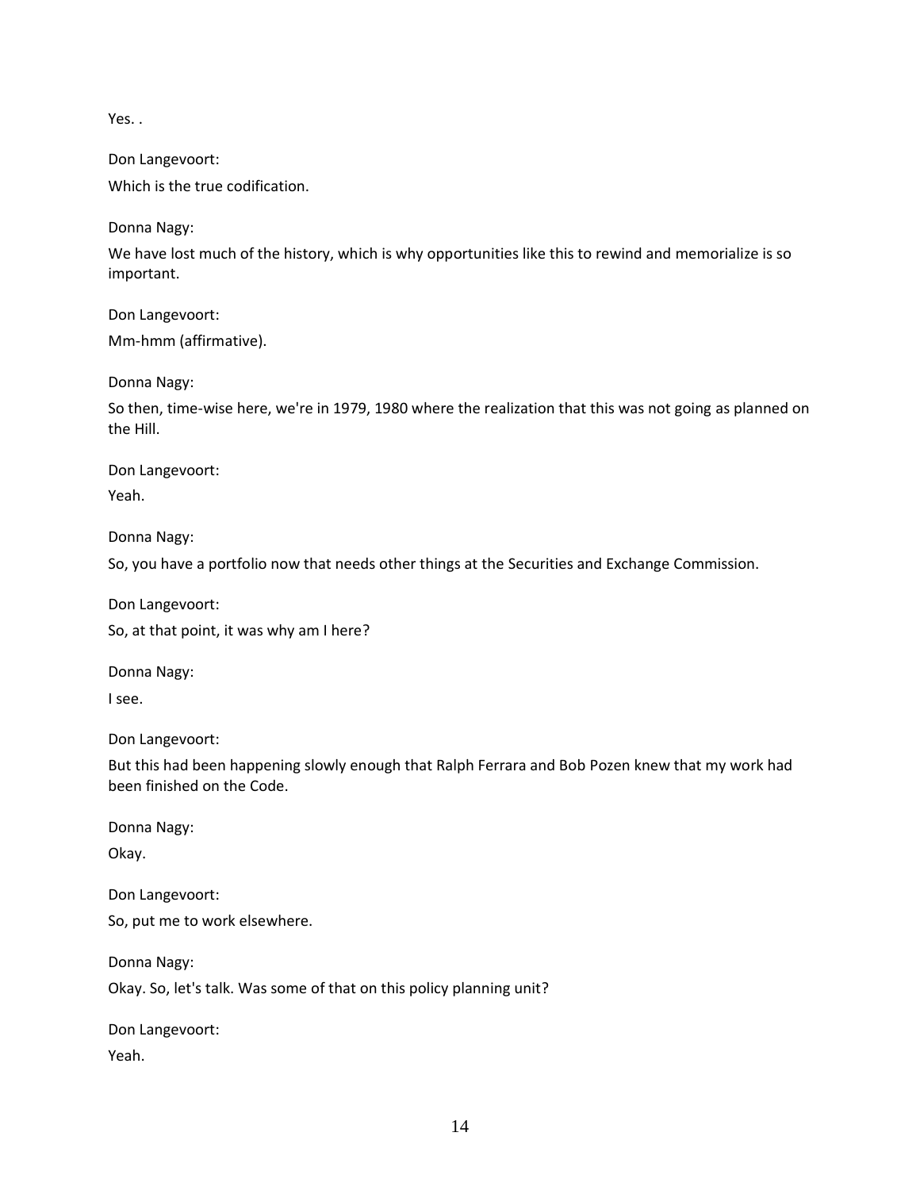Yes. .

Don Langevoort:

Which is the true codification.

Donna Nagy:

We have lost much of the history, which is why opportunities like this to rewind and memorialize is so important.

Don Langevoort:

Mm-hmm (affirmative).

Donna Nagy:

So then, time-wise here, we're in 1979, 1980 where the realization that this was not going as planned on the Hill.

Don Langevoort:

Yeah.

Donna Nagy:

So, you have a portfolio now that needs other things at the Securities and Exchange Commission.

Don Langevoort:

So, at that point, it was why am I here?

Donna Nagy:

I see.

Don Langevoort:

But this had been happening slowly enough that Ralph Ferrara and Bob Pozen knew that my work had been finished on the Code.

Donna Nagy:

Okay.

Don Langevoort:

So, put me to work elsewhere.

Donna Nagy:

Okay. So, let's talk. Was some of that on this policy planning unit?

Don Langevoort:

Yeah.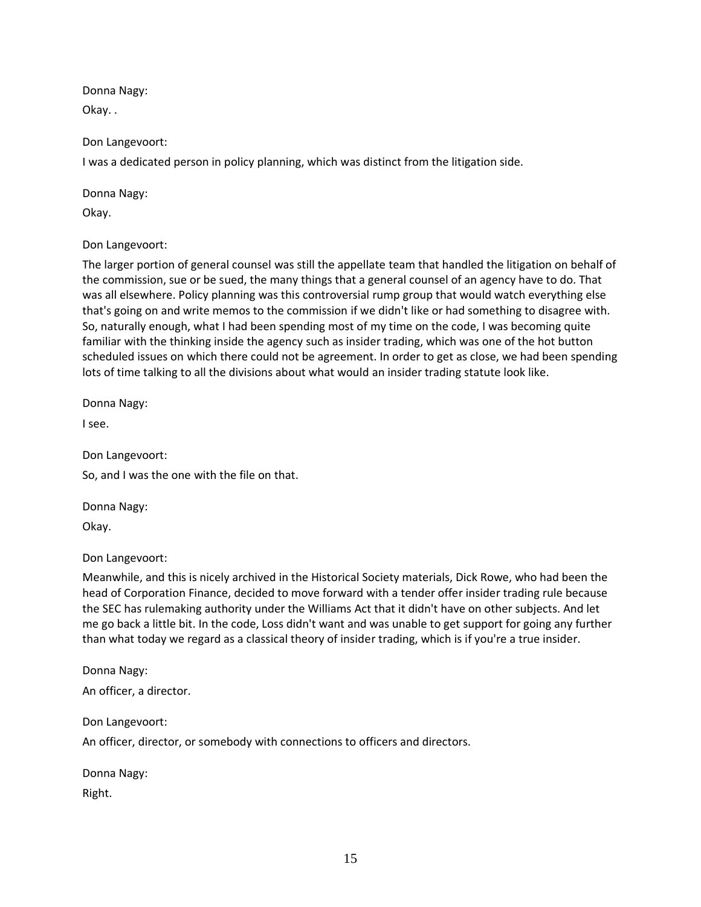Donna Nagy:

Okay. .

Don Langevoort:

I was a dedicated person in policy planning, which was distinct from the litigation side.

Donna Nagy:

Okay.

Don Langevoort:

The larger portion of general counsel was still the appellate team that handled the litigation on behalf of the commission, sue or be sued, the many things that a general counsel of an agency have to do. That was all elsewhere. Policy planning was this controversial rump group that would watch everything else that's going on and write memos to the commission if we didn't like or had something to disagree with. So, naturally enough, what I had been spending most of my time on the code, I was becoming quite familiar with the thinking inside the agency such as insider trading, which was one of the hot button scheduled issues on which there could not be agreement. In order to get as close, we had been spending lots of time talking to all the divisions about what would an insider trading statute look like.

Donna Nagy:

I see.

Don Langevoort:

So, and I was the one with the file on that.

Donna Nagy:

Okay.

Don Langevoort:

Meanwhile, and this is nicely archived in the Historical Society materials, Dick Rowe, who had been the head of Corporation Finance, decided to move forward with a tender offer insider trading rule because the SEC has rulemaking authority under the Williams Act that it didn't have on other subjects. And let me go back a little bit. In the code, Loss didn't want and was unable to get support for going any further than what today we regard as a classical theory of insider trading, which is if you're a true insider.

Donna Nagy:

An officer, a director.

Don Langevoort:

An officer, director, or somebody with connections to officers and directors.

Donna Nagy:

Right.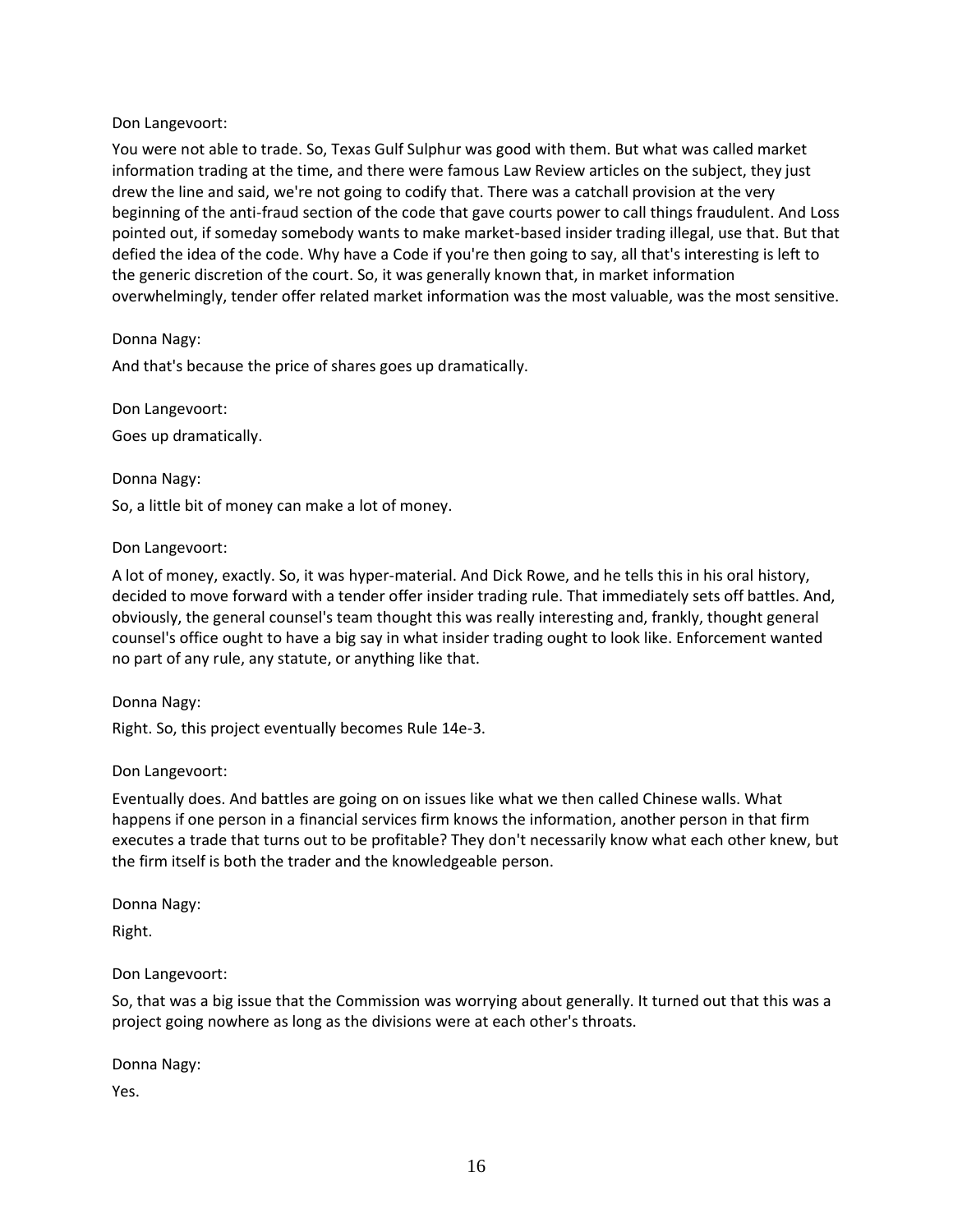Don Langevoort:

You were not able to trade. So, Texas Gulf Sulphur was good with them. But what was called market information trading at the time, and there were famous Law Review articles on the subject, they just drew the line and said, we're not going to codify that. There was a catchall provision at the very beginning of the anti-fraud section of the code that gave courts power to call things fraudulent. And Loss pointed out, if someday somebody wants to make market-based insider trading illegal, use that. But that defied the idea of the code. Why have a Code if you're then going to say, all that's interesting is left to the generic discretion of the court. So, it was generally known that, in market information overwhelmingly, tender offer related market information was the most valuable, was the most sensitive.

Donna Nagy:

And that's because the price of shares goes up dramatically.

Don Langevoort:

Goes up dramatically.

Donna Nagy:

So, a little bit of money can make a lot of money.

Don Langevoort:

A lot of money, exactly. So, it was hyper-material. And Dick Rowe, and he tells this in his oral history, decided to move forward with a tender offer insider trading rule. That immediately sets off battles. And, obviously, the general counsel's team thought this was really interesting and, frankly, thought general counsel's office ought to have a big say in what insider trading ought to look like. Enforcement wanted no part of any rule, any statute, or anything like that.

Donna Nagy:

Right. So, this project eventually becomes Rule 14e-3.

Don Langevoort:

Eventually does. And battles are going on on issues like what we then called Chinese walls. What happens if one person in a financial services firm knows the information, another person in that firm executes a trade that turns out to be profitable? They don't necessarily know what each other knew, but the firm itself is both the trader and the knowledgeable person.

Donna Nagy:

Right.

Don Langevoort:

So, that was a big issue that the Commission was worrying about generally. It turned out that this was a project going nowhere as long as the divisions were at each other's throats.

Donna Nagy:

Yes.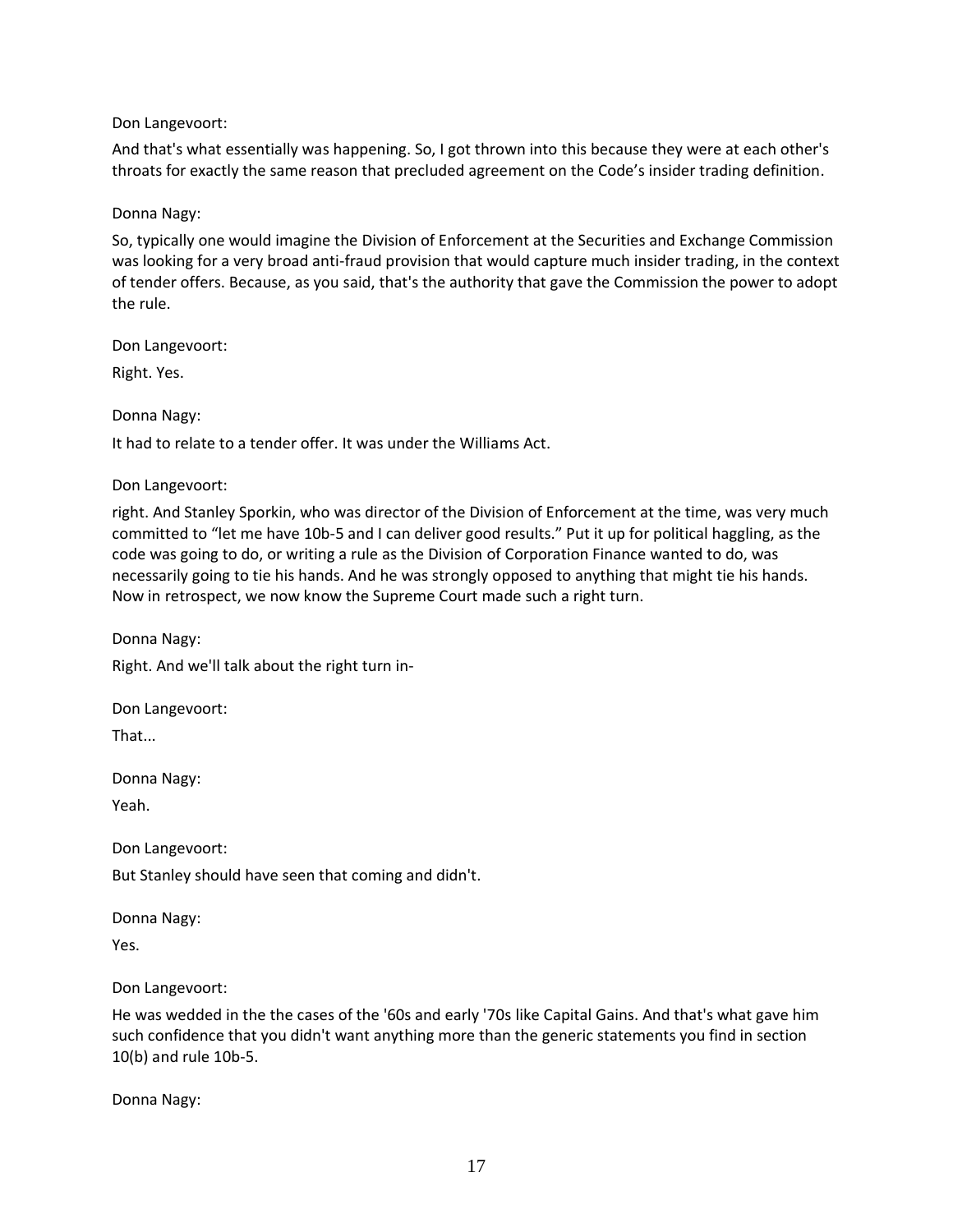Don Langevoort:

And that's what essentially was happening. So, I got thrown into this because they were at each other's throats for exactly the same reason that precluded agreement on the Code's insider trading definition.

Donna Nagy:

So, typically one would imagine the Division of Enforcement at the Securities and Exchange Commission was looking for a very broad anti-fraud provision that would capture much insider trading, in the context of tender offers. Because, as you said, that's the authority that gave the Commission the power to adopt the rule.

Don Langevoort:

Right. Yes.

Donna Nagy:

It had to relate to a tender offer. It was under the Williams Act.

Don Langevoort:

right. And Stanley Sporkin, who was director of the Division of Enforcement at the time, was very much committed to "let me have 10b-5 and I can deliver good results." Put it up for political haggling, as the code was going to do, or writing a rule as the Division of Corporation Finance wanted to do, was necessarily going to tie his hands. And he was strongly opposed to anything that might tie his hands. Now in retrospect, we now know the Supreme Court made such a right turn.

Donna Nagy:

Right. And we'll talk about the right turn in-

Don Langevoort:

That...

Donna Nagy:

Yeah.

Don Langevoort:

But Stanley should have seen that coming and didn't.

Donna Nagy:

Yes.

Don Langevoort:

He was wedded in the the cases of the '60s and early '70s like Capital Gains. And that's what gave him such confidence that you didn't want anything more than the generic statements you find in section 10(b) and rule 10b-5.

Donna Nagy: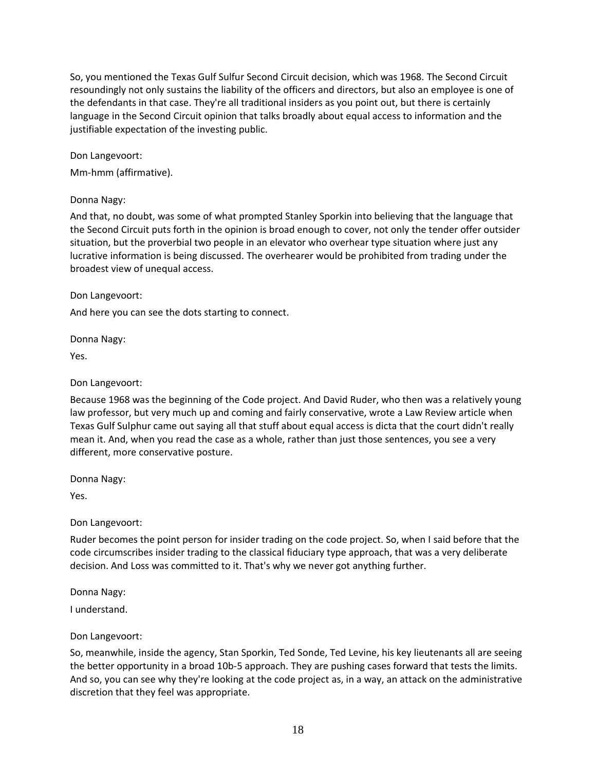So, you mentioned the Texas Gulf Sulfur Second Circuit decision, which was 1968. The Second Circuit resoundingly not only sustains the liability of the officers and directors, but also an employee is one of the defendants in that case. They're all traditional insiders as you point out, but there is certainly language in the Second Circuit opinion that talks broadly about equal access to information and the justifiable expectation of the investing public.

Don Langevoort:

Mm-hmm (affirmative).

Donna Nagy:

And that, no doubt, was some of what prompted Stanley Sporkin into believing that the language that the Second Circuit puts forth in the opinion is broad enough to cover, not only the tender offer outsider situation, but the proverbial two people in an elevator who overhear type situation where just any lucrative information is being discussed. The overhearer would be prohibited from trading under the broadest view of unequal access.

Don Langevoort:

And here you can see the dots starting to connect.

Donna Nagy:

Yes.

Don Langevoort:

Because 1968 was the beginning of the Code project. And David Ruder, who then was a relatively young law professor, but very much up and coming and fairly conservative, wrote a Law Review article when Texas Gulf Sulphur came out saying all that stuff about equal access is dicta that the court didn't really mean it. And, when you read the case as a whole, rather than just those sentences, you see a very different, more conservative posture.

Donna Nagy:

Yes.

Don Langevoort:

Ruder becomes the point person for insider trading on the code project. So, when I said before that the code circumscribes insider trading to the classical fiduciary type approach, that was a very deliberate decision. And Loss was committed to it. That's why we never got anything further.

Donna Nagy:

I understand.

Don Langevoort:

So, meanwhile, inside the agency, Stan Sporkin, Ted Sonde, Ted Levine, his key lieutenants all are seeing the better opportunity in a broad 10b-5 approach. They are pushing cases forward that tests the limits. And so, you can see why they're looking at the code project as, in a way, an attack on the administrative discretion that they feel was appropriate.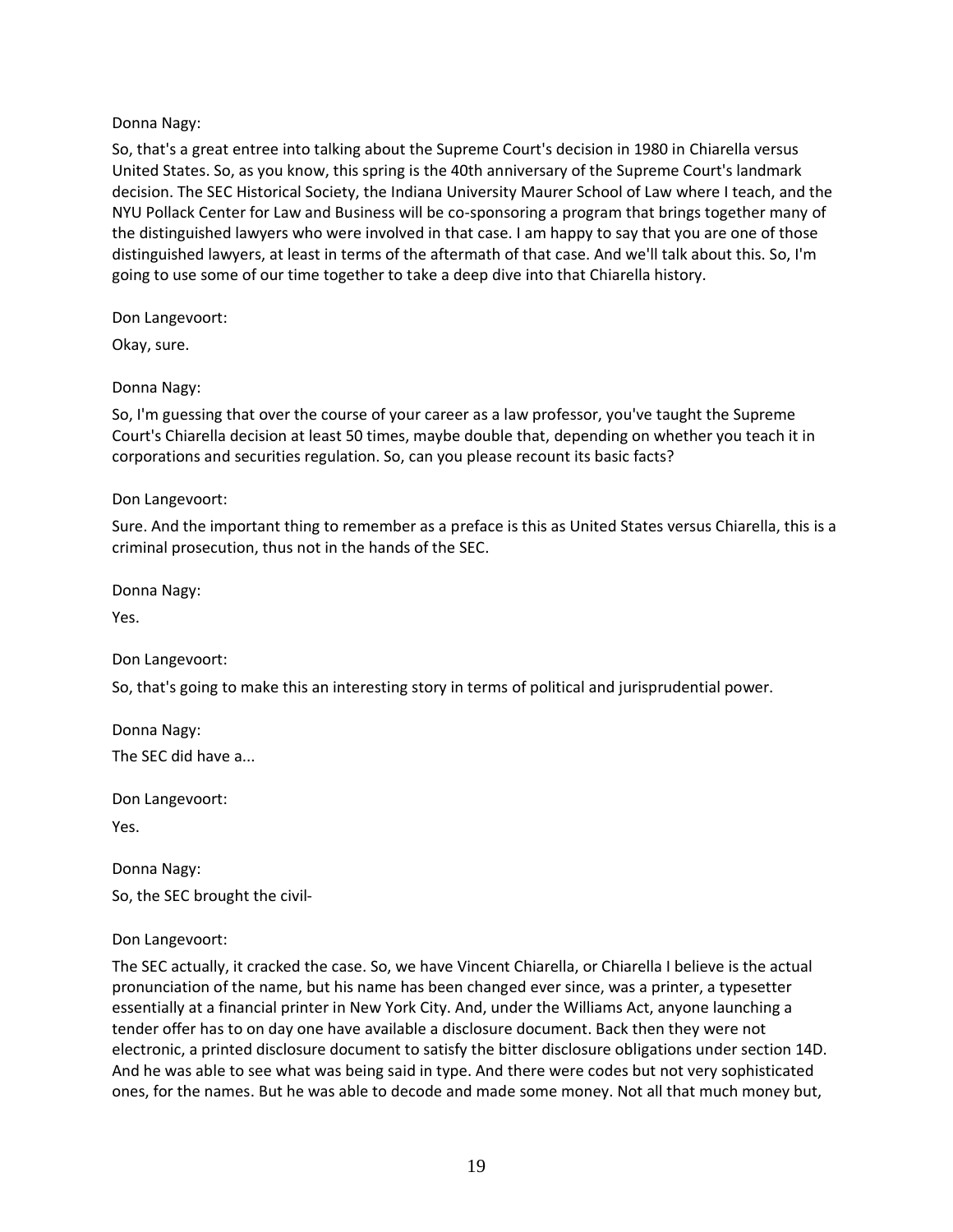Donna Nagy:

So, that's a great entree into talking about the Supreme Court's decision in 1980 in Chiarella versus United States. So, as you know, this spring is the 40th anniversary of the Supreme Court's landmark decision. The SEC Historical Society, the Indiana University Maurer School of Law where I teach, and the NYU Pollack Center for Law and Business will be co-sponsoring a program that brings together many of the distinguished lawyers who were involved in that case. I am happy to say that you are one of those distinguished lawyers, at least in terms of the aftermath of that case. And we'll talk about this. So, I'm going to use some of our time together to take a deep dive into that Chiarella history.

Don Langevoort:

Okay, sure.

Donna Nagy:

So, I'm guessing that over the course of your career as a law professor, you've taught the Supreme Court's Chiarella decision at least 50 times, maybe double that, depending on whether you teach it in corporations and securities regulation. So, can you please recount its basic facts?

Don Langevoort:

Sure. And the important thing to remember as a preface is this as United States versus Chiarella, this is a criminal prosecution, thus not in the hands of the SEC.

Donna Nagy:

Yes.

Don Langevoort:

So, that's going to make this an interesting story in terms of political and jurisprudential power.

Donna Nagy:

The SEC did have a...

Don Langevoort:

Yes.

Donna Nagy:

So, the SEC brought the civil-

Don Langevoort:

The SEC actually, it cracked the case. So, we have Vincent Chiarella, or Chiarella I believe is the actual pronunciation of the name, but his name has been changed ever since, was a printer, a typesetter essentially at a financial printer in New York City. And, under the Williams Act, anyone launching a tender offer has to on day one have available a disclosure document. Back then they were not electronic, a printed disclosure document to satisfy the bitter disclosure obligations under section 14D. And he was able to see what was being said in type. And there were codes but not very sophisticated ones, for the names. But he was able to decode and made some money. Not all that much money but,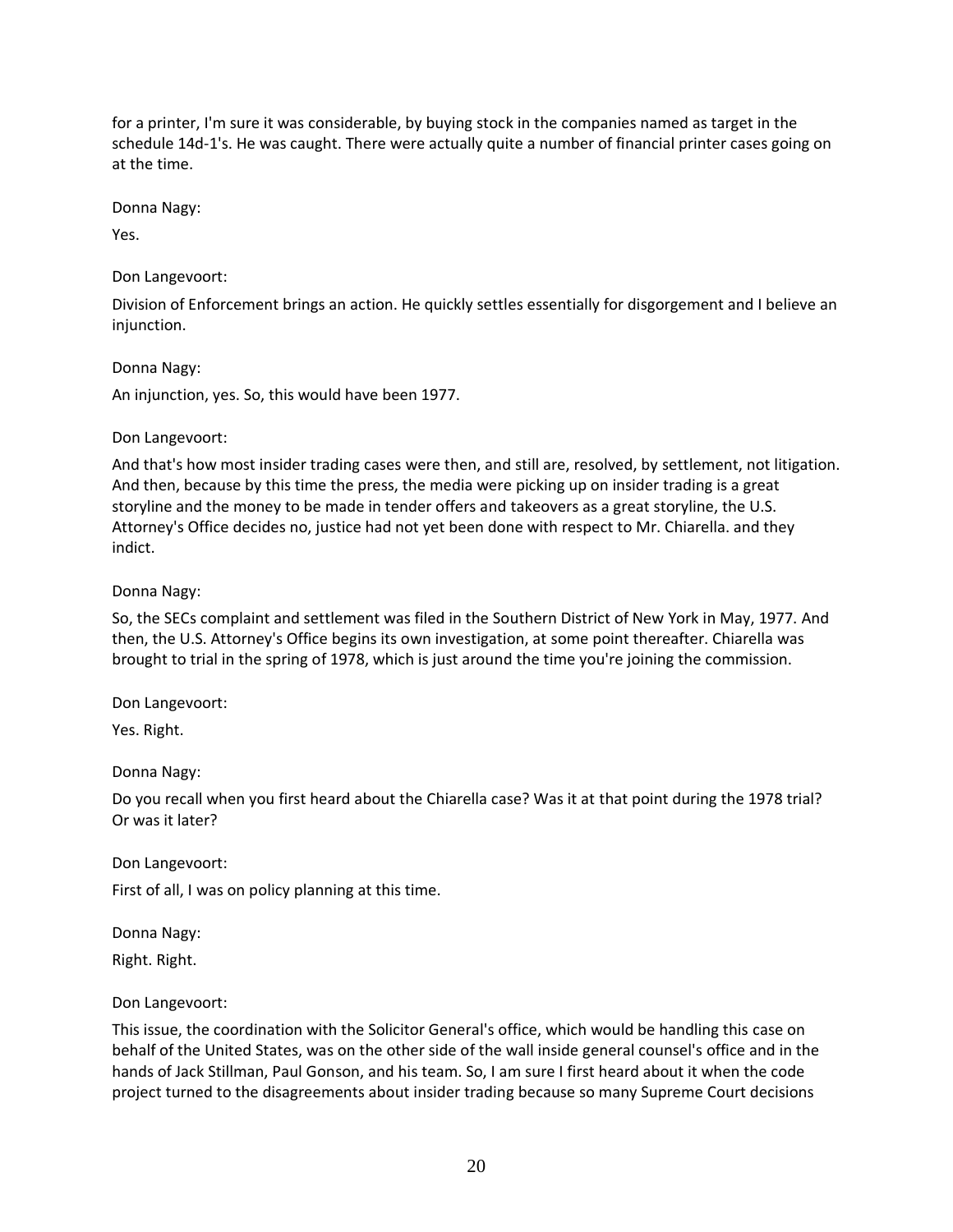for a printer, I'm sure it was considerable, by buying stock in the companies named as target in the schedule 14d-1's. He was caught. There were actually quite a number of financial printer cases going on at the time.

Donna Nagy:

Yes.

Don Langevoort:

Division of Enforcement brings an action. He quickly settles essentially for disgorgement and I believe an injunction.

Donna Nagy:

An injunction, yes. So, this would have been 1977.

Don Langevoort:

And that's how most insider trading cases were then, and still are, resolved, by settlement, not litigation. And then, because by this time the press, the media were picking up on insider trading is a great storyline and the money to be made in tender offers and takeovers as a great storyline, the U.S. Attorney's Office decides no, justice had not yet been done with respect to Mr. Chiarella. and they indict.

Donna Nagy:

So, the SECs complaint and settlement was filed in the Southern District of New York in May, 1977. And then, the U.S. Attorney's Office begins its own investigation, at some point thereafter. Chiarella was brought to trial in the spring of 1978, which is just around the time you're joining the commission.

Don Langevoort:

Yes. Right.

Donna Nagy:

Do you recall when you first heard about the Chiarella case? Was it at that point during the 1978 trial? Or was it later?

Don Langevoort:

First of all, I was on policy planning at this time.

Donna Nagy:

Right. Right.

Don Langevoort:

This issue, the coordination with the Solicitor General's office, which would be handling this case on behalf of the United States, was on the other side of the wall inside general counsel's office and in the hands of Jack Stillman, Paul Gonson, and his team. So, I am sure I first heard about it when the code project turned to the disagreements about insider trading because so many Supreme Court decisions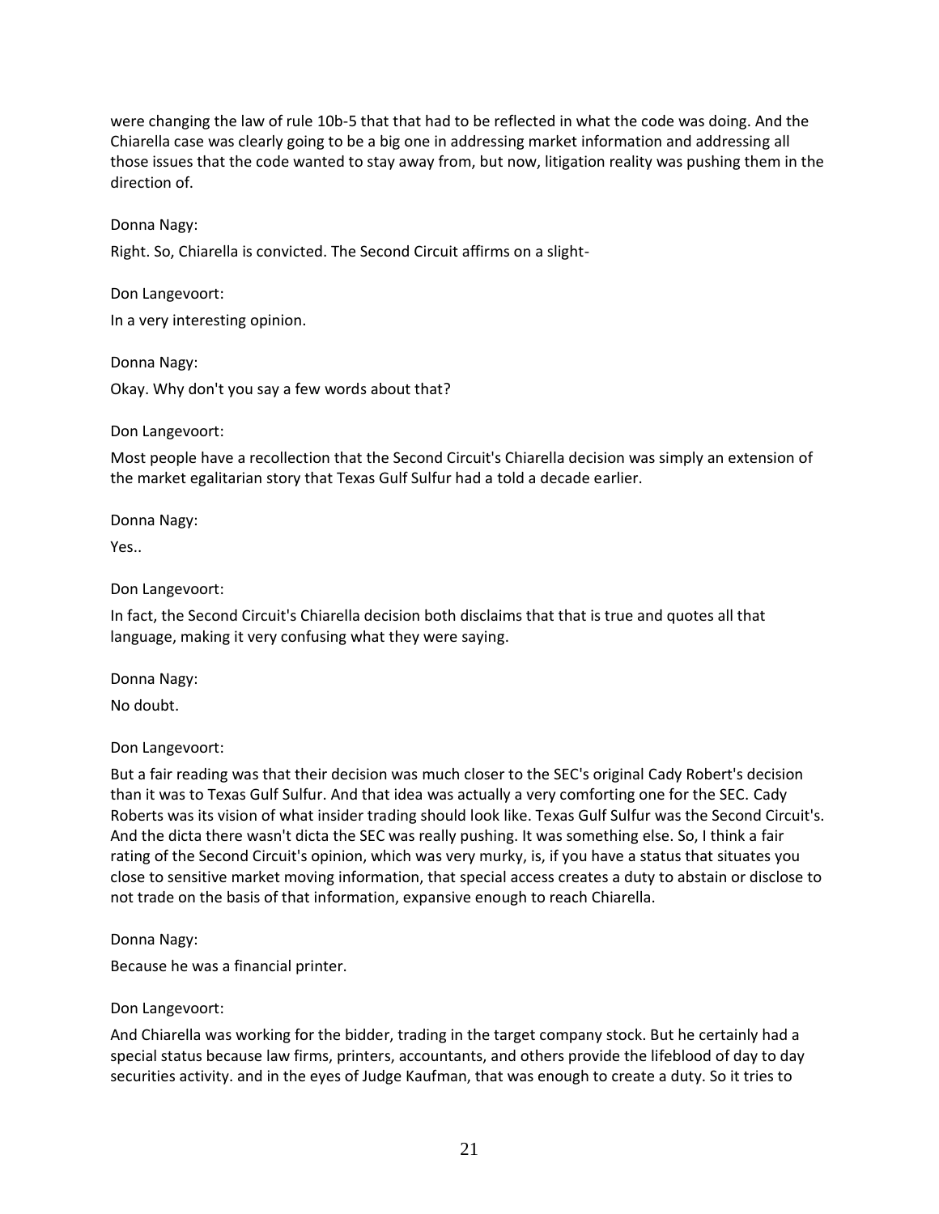were changing the law of rule 10b-5 that that had to be reflected in what the code was doing. And the Chiarella case was clearly going to be a big one in addressing market information and addressing all those issues that the code wanted to stay away from, but now, litigation reality was pushing them in the direction of.

Donna Nagy:

Right. So, Chiarella is convicted. The Second Circuit affirms on a slight-

Don Langevoort:

In a very interesting opinion.

Donna Nagy:

Okay. Why don't you say a few words about that?

Don Langevoort:

Most people have a recollection that the Second Circuit's Chiarella decision was simply an extension of the market egalitarian story that Texas Gulf Sulfur had a told a decade earlier.

Donna Nagy:

Yes..

Don Langevoort:

In fact, the Second Circuit's Chiarella decision both disclaims that that is true and quotes all that language, making it very confusing what they were saying.

Donna Nagy:

No doubt.

Don Langevoort:

But a fair reading was that their decision was much closer to the SEC's original Cady Robert's decision than it was to Texas Gulf Sulfur. And that idea was actually a very comforting one for the SEC. Cady Roberts was its vision of what insider trading should look like. Texas Gulf Sulfur was the Second Circuit's. And the dicta there wasn't dicta the SEC was really pushing. It was something else. So, I think a fair rating of the Second Circuit's opinion, which was very murky, is, if you have a status that situates you close to sensitive market moving information, that special access creates a duty to abstain or disclose to not trade on the basis of that information, expansive enough to reach Chiarella.

Donna Nagy:

Because he was a financial printer.

Don Langevoort:

And Chiarella was working for the bidder, trading in the target company stock. But he certainly had a special status because law firms, printers, accountants, and others provide the lifeblood of day to day securities activity. and in the eyes of Judge Kaufman, that was enough to create a duty. So it tries to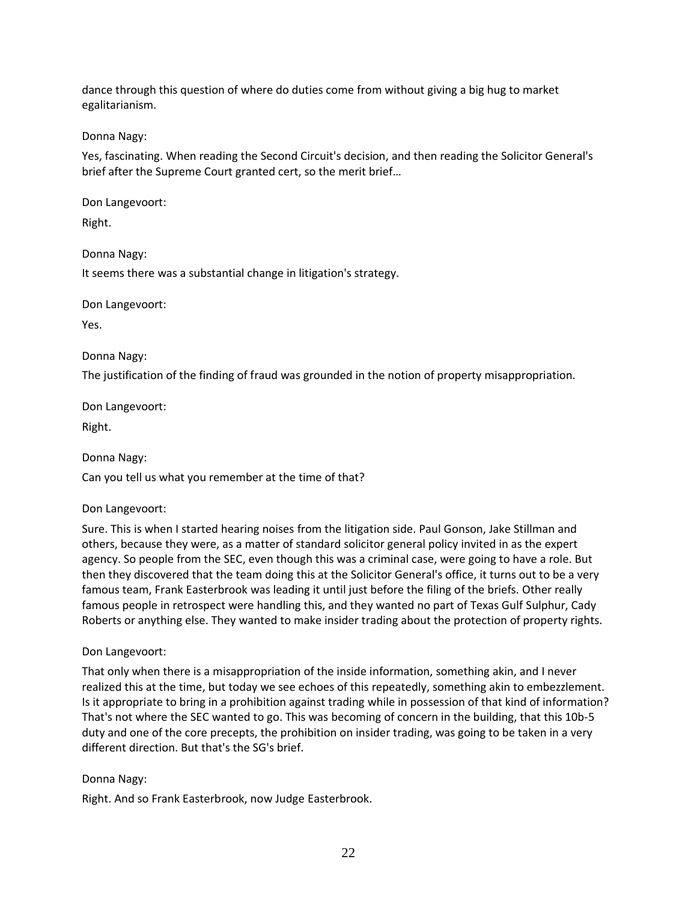dance through this question of where do duties come from without giving a big hug to market egalitarianism.

Donna Nagy:

Yes, fascinating. When reading the Second Circuit's decision, and then reading the Solicitor General's brief after the Supreme Court granted cert, so the merit brief…

Don Langevoort:

Right.

Donna Nagy:

It seems there was a substantial change in litigation's strategy.

Don Langevoort:

Yes.

Donna Nagy:

The justification of the finding of fraud was grounded in the notion of property misappropriation.

Don Langevoort:

Right.

Donna Nagy:

Can you tell us what you remember at the time of that?

Don Langevoort:

Sure. This is when I started hearing noises from the litigation side. Paul Gonson, Jake Stillman and others, because they were, as a matter of standard solicitor general policy invited in as the expert agency. So people from the SEC, even though this was a criminal case, were going to have a role. But then they discovered that the team doing this at the Solicitor General's office, it turns out to be a very famous team, Frank Easterbrook was leading it until just before the filing of the briefs. Other really famous people in retrospect were handling this, and they wanted no part of Texas Gulf Sulphur, Cady Roberts or anything else. They wanted to make insider trading about the protection of property rights.

Don Langevoort:

That only when there is a misappropriation of the inside information, something akin, and I never realized this at the time, but today we see echoes of this repeatedly, something akin to embezzlement. Is it appropriate to bring in a prohibition against trading while in possession of that kind of information? That's not where the SEC wanted to go. This was becoming of concern in the building, that this 10b-5 duty and one of the core precepts, the prohibition on insider trading, was going to be taken in a very different direction. But that's the SG's brief.

Donna Nagy:

Right. And so Frank Easterbrook, now Judge Easterbrook.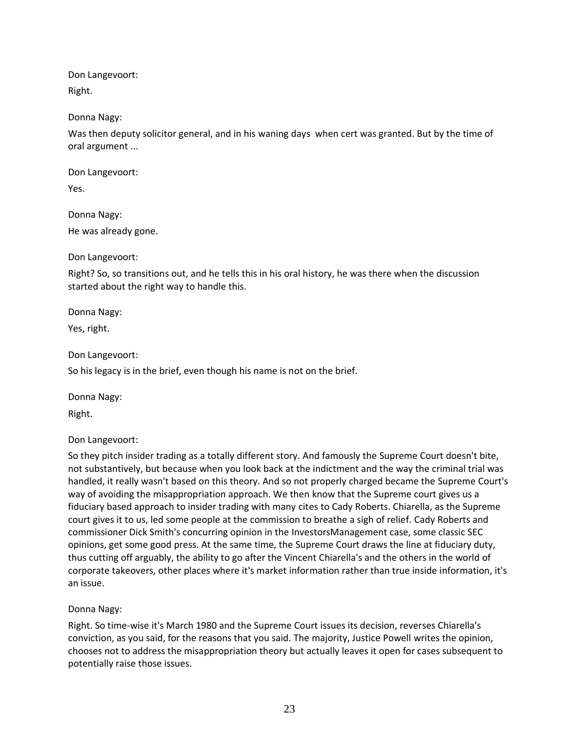Don Langevoort:

Right.

Donna Nagy:

Was then deputy solicitor general, and in his waning days when cert was granted. But by the time of oral argument ...

Don Langevoort:

Yes.

Donna Nagy:

He was already gone.

Don Langevoort:

Right? So, so transitions out, and he tells this in his oral history, he was there when the discussion started about the right way to handle this.

Donna Nagy:

Yes, right.

Don Langevoort:

So his legacy is in the brief, even though his name is not on the brief.

Donna Nagy:

Right.

Don Langevoort:

So they pitch insider trading as a totally different story. And famously the Supreme Court doesn't bite, not substantively, but because when you look back at the indictment and the way the criminal trial was handled, it really wasn't based on this theory. And so not properly charged became the Supreme Court's way of avoiding the misappropriation approach. We then know that the Supreme court gives us a fiduciary based approach to insider trading with many cites to Cady Roberts. Chiarella, as the Supreme court gives it to us, led some people at the commission to breathe a sigh of relief. Cady Roberts and commissioner Dick Smith's concurring opinion in the InvestorsManagement case, some classic SEC opinions, get some good press. At the same time, the Supreme Court draws the line at fiduciary duty, thus cutting off arguably, the ability to go after the Vincent Chiarella's and the others in the world of corporate takeovers, other places where it's market information rather than true inside information, it's an issue.

Donna Nagy:

Right. So time-wise it's March 1980 and the Supreme Court issues its decision, reverses Chiarella's conviction, as you said, for the reasons that you said. The majority, Justice Powell writes the opinion, chooses not to address the misappropriation theory but actually leaves it open for cases subsequent to potentially raise those issues.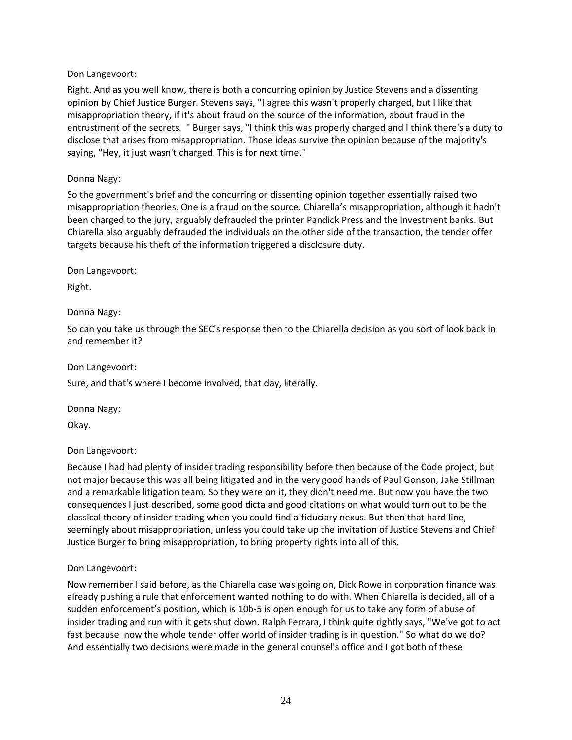Don Langevoort:

Right. And as you well know, there is both a concurring opinion by Justice Stevens and a dissenting opinion by Chief Justice Burger. Stevens says, "I agree this wasn't properly charged, but I like that misappropriation theory, if it's about fraud on the source of the information, about fraud in the entrustment of the secrets. " Burger says, "I think this was properly charged and I think there's a duty to disclose that arises from misappropriation. Those ideas survive the opinion because of the majority's saying, "Hey, it just wasn't charged. This is for next time."

Donna Nagy:

So the government's brief and the concurring or dissenting opinion together essentially raised two misappropriation theories. One is a fraud on the source. Chiarella's misappropriation, although it hadn't been charged to the jury, arguably defrauded the printer Pandick Press and the investment banks. But Chiarella also arguably defrauded the individuals on the other side of the transaction, the tender offer targets because his theft of the information triggered a disclosure duty.

Don Langevoort:

Right.

Donna Nagy:

So can you take us through the SEC's response then to the Chiarella decision as you sort of look back in and remember it?

Don Langevoort:

Sure, and that's where I become involved, that day, literally.

Donna Nagy:

Okay.

Don Langevoort:

Because I had had plenty of insider trading responsibility before then because of the Code project, but not major because this was all being litigated and in the very good hands of Paul Gonson, Jake Stillman and a remarkable litigation team. So they were on it, they didn't need me. But now you have the two consequences I just described, some good dicta and good citations on what would turn out to be the classical theory of insider trading when you could find a fiduciary nexus. But then that hard line, seemingly about misappropriation, unless you could take up the invitation of Justice Stevens and Chief Justice Burger to bring misappropriation, to bring property rights into all of this.

Don Langevoort:

Now remember I said before, as the Chiarella case was going on, Dick Rowe in corporation finance was already pushing a rule that enforcement wanted nothing to do with. When Chiarella is decided, all of a sudden enforcement's position, which is 10b-5 is open enough for us to take any form of abuse of insider trading and run with it gets shut down. Ralph Ferrara, I think quite rightly says, "We've got to act fast because now the whole tender offer world of insider trading is in question." So what do we do? And essentially two decisions were made in the general counsel's office and I got both of these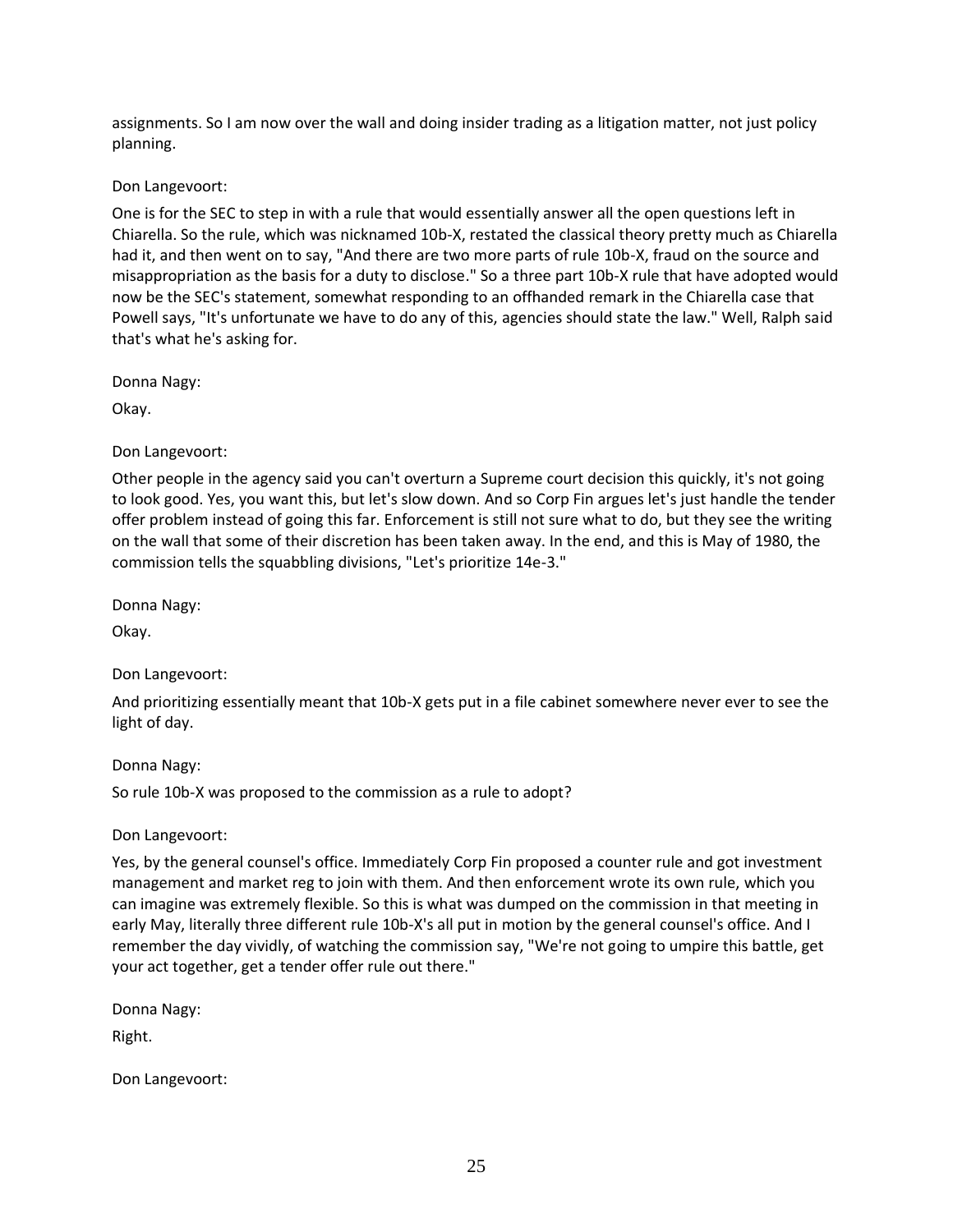assignments. So I am now over the wall and doing insider trading as a litigation matter, not just policy planning.

Don Langevoort:

One is for the SEC to step in with a rule that would essentially answer all the open questions left in Chiarella. So the rule, which was nicknamed 10b-X, restated the classical theory pretty much as Chiarella had it, and then went on to say, "And there are two more parts of rule 10b-X, fraud on the source and misappropriation as the basis for a duty to disclose." So a three part 10b-X rule that have adopted would now be the SEC's statement, somewhat responding to an offhanded remark in the Chiarella case that Powell says, "It's unfortunate we have to do any of this, agencies should state the law." Well, Ralph said that's what he's asking for.

Donna Nagy:

Okay.

Don Langevoort:

Other people in the agency said you can't overturn a Supreme court decision this quickly, it's not going to look good. Yes, you want this, but let's slow down. And so Corp Fin argues let's just handle the tender offer problem instead of going this far. Enforcement is still not sure what to do, but they see the writing on the wall that some of their discretion has been taken away. In the end, and this is May of 1980, the commission tells the squabbling divisions, "Let's prioritize 14e-3."

Donna Nagy:

Okay.

Don Langevoort:

And prioritizing essentially meant that 10b-X gets put in a file cabinet somewhere never ever to see the light of day.

Donna Nagy:

So rule 10b-X was proposed to the commission as a rule to adopt?

Don Langevoort:

Yes, by the general counsel's office. Immediately Corp Fin proposed a counter rule and got investment management and market reg to join with them. And then enforcement wrote its own rule, which you can imagine was extremely flexible. So this is what was dumped on the commission in that meeting in early May, literally three different rule 10b-X's all put in motion by the general counsel's office. And I remember the day vividly, of watching the commission say, "We're not going to umpire this battle, get your act together, get a tender offer rule out there."

Donna Nagy:

Right.

Don Langevoort: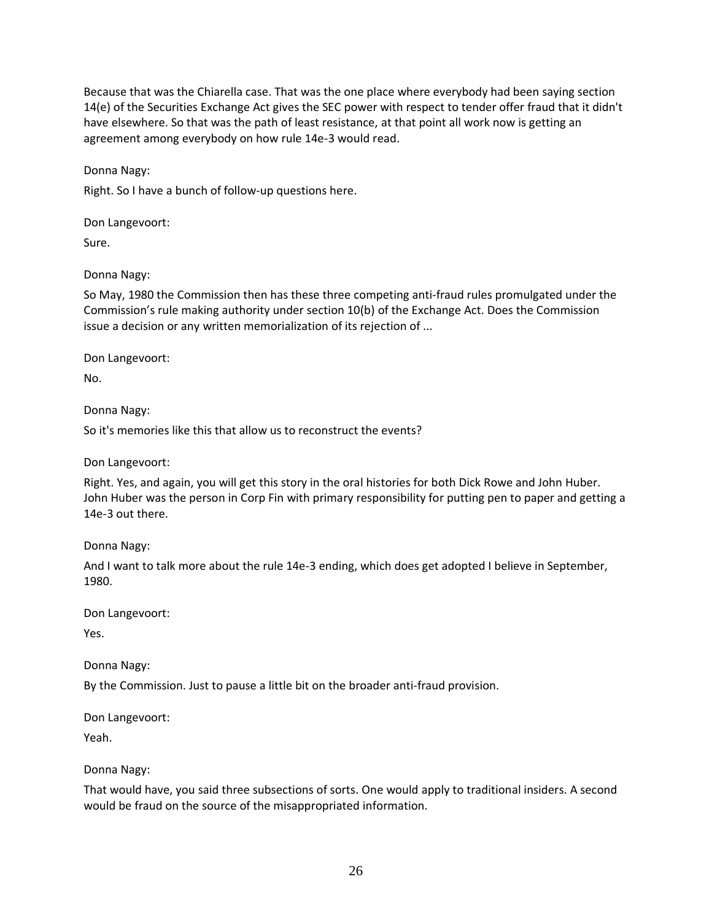Because that was the Chiarella case. That was the one place where everybody had been saying section 14(e) of the Securities Exchange Act gives the SEC power with respect to tender offer fraud that it didn't have elsewhere. So that was the path of least resistance, at that point all work now is getting an agreement among everybody on how rule 14e-3 would read.

Donna Nagy:

Right. So I have a bunch of follow-up questions here.

Don Langevoort:

Sure.

Donna Nagy:

So May, 1980 the Commission then has these three competing anti-fraud rules promulgated under the Commission's rule making authority under section 10(b) of the Exchange Act. Does the Commission issue a decision or any written memorialization of its rejection of ...

Don Langevoort:

No.

Donna Nagy:

So it's memories like this that allow us to reconstruct the events?

Don Langevoort:

Right. Yes, and again, you will get this story in the oral histories for both Dick Rowe and John Huber. John Huber was the person in Corp Fin with primary responsibility for putting pen to paper and getting a 14e-3 out there.

Donna Nagy:

And I want to talk more about the rule 14e-3 ending, which does get adopted I believe in September, 1980.

Don Langevoort:

Yes.

Donna Nagy:

By the Commission. Just to pause a little bit on the broader anti-fraud provision.

Don Langevoort:

Yeah.

Donna Nagy:

That would have, you said three subsections of sorts. One would apply to traditional insiders. A second would be fraud on the source of the misappropriated information.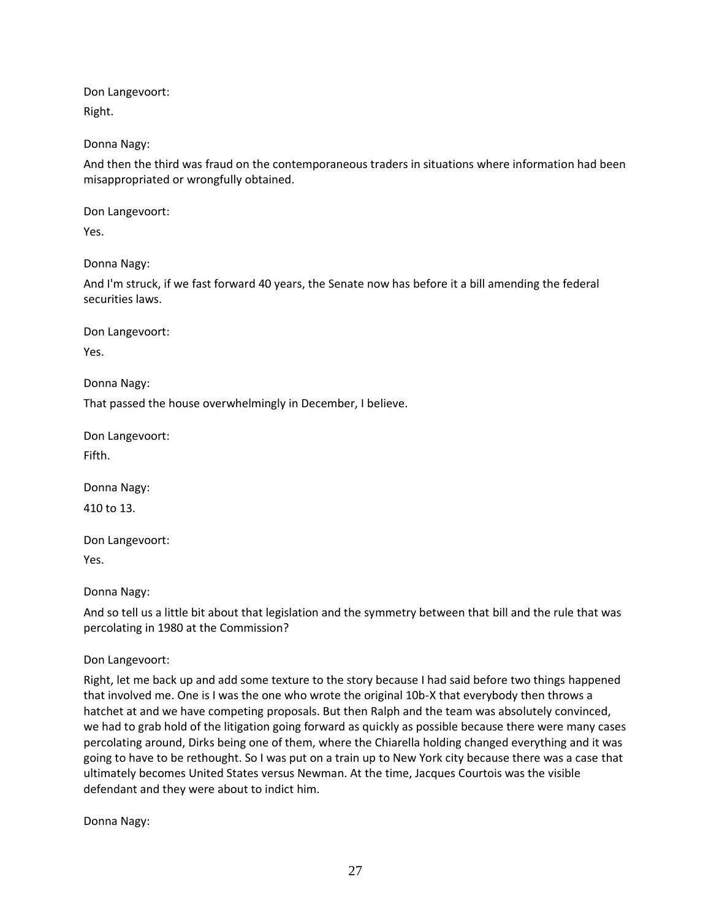Don Langevoort:

Right.

Donna Nagy:

And then the third was fraud on the contemporaneous traders in situations where information had been misappropriated or wrongfully obtained.

Don Langevoort:

Yes.

Donna Nagy:

And I'm struck, if we fast forward 40 years, the Senate now has before it a bill amending the federal securities laws.

Don Langevoort:

Yes.

Donna Nagy:

That passed the house overwhelmingly in December, I believe.

Don Langevoort:

Fifth.

Donna Nagy:

410 to 13.

Don Langevoort:

Yes.

Donna Nagy:

And so tell us a little bit about that legislation and the symmetry between that bill and the rule that was percolating in 1980 at the Commission?

Don Langevoort:

Right, let me back up and add some texture to the story because I had said before two things happened that involved me. One is I was the one who wrote the original 10b-X that everybody then throws a hatchet at and we have competing proposals. But then Ralph and the team was absolutely convinced, we had to grab hold of the litigation going forward as quickly as possible because there were many cases percolating around, Dirks being one of them, where the Chiarella holding changed everything and it was going to have to be rethought. So I was put on a train up to New York city because there was a case that ultimately becomes United States versus Newman. At the time, Jacques Courtois was the visible defendant and they were about to indict him.

Donna Nagy: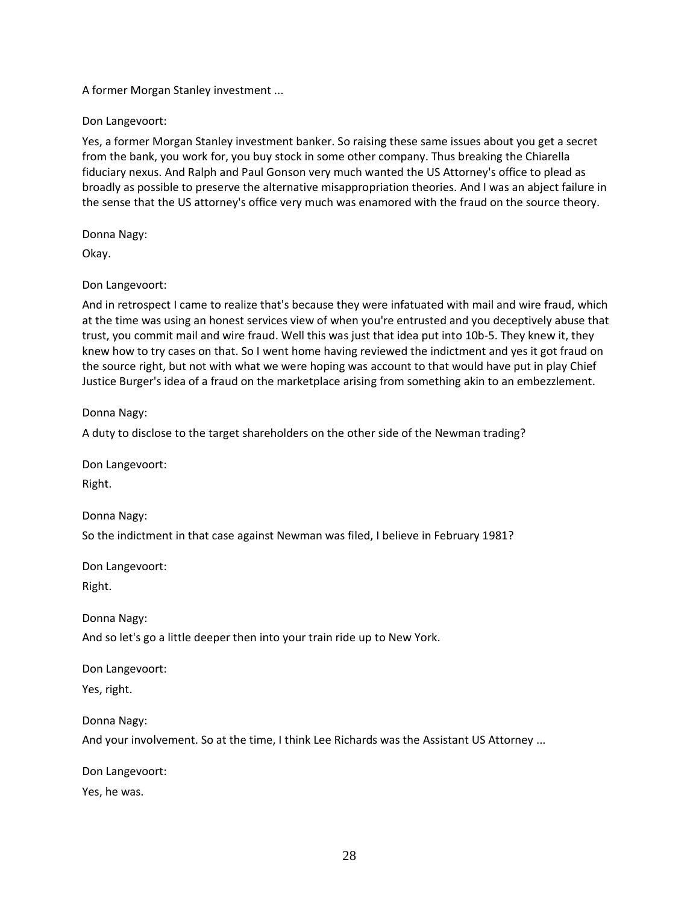A former Morgan Stanley investment ...

Don Langevoort:

Yes, a former Morgan Stanley investment banker. So raising these same issues about you get a secret from the bank, you work for, you buy stock in some other company. Thus breaking the Chiarella fiduciary nexus. And Ralph and Paul Gonson very much wanted the US Attorney's office to plead as broadly as possible to preserve the alternative misappropriation theories. And I was an abject failure in the sense that the US attorney's office very much was enamored with the fraud on the source theory.

Donna Nagy:

Okay.

Don Langevoort:

And in retrospect I came to realize that's because they were infatuated with mail and wire fraud, which at the time was using an honest services view of when you're entrusted and you deceptively abuse that trust, you commit mail and wire fraud. Well this was just that idea put into 10b-5. They knew it, they knew how to try cases on that. So I went home having reviewed the indictment and yes it got fraud on the source right, but not with what we were hoping was account to that would have put in play Chief Justice Burger's idea of a fraud on the marketplace arising from something akin to an embezzlement.

Donna Nagy:

A duty to disclose to the target shareholders on the other side of the Newman trading?

Don Langevoort:

Right.

Donna Nagy:

So the indictment in that case against Newman was filed, I believe in February 1981?

Don Langevoort:

Right.

Donna Nagy:

And so let's go a little deeper then into your train ride up to New York.

Don Langevoort:

Yes, right.

Donna Nagy:

And your involvement. So at the time, I think Lee Richards was the Assistant US Attorney ...

Don Langevoort:

Yes, he was.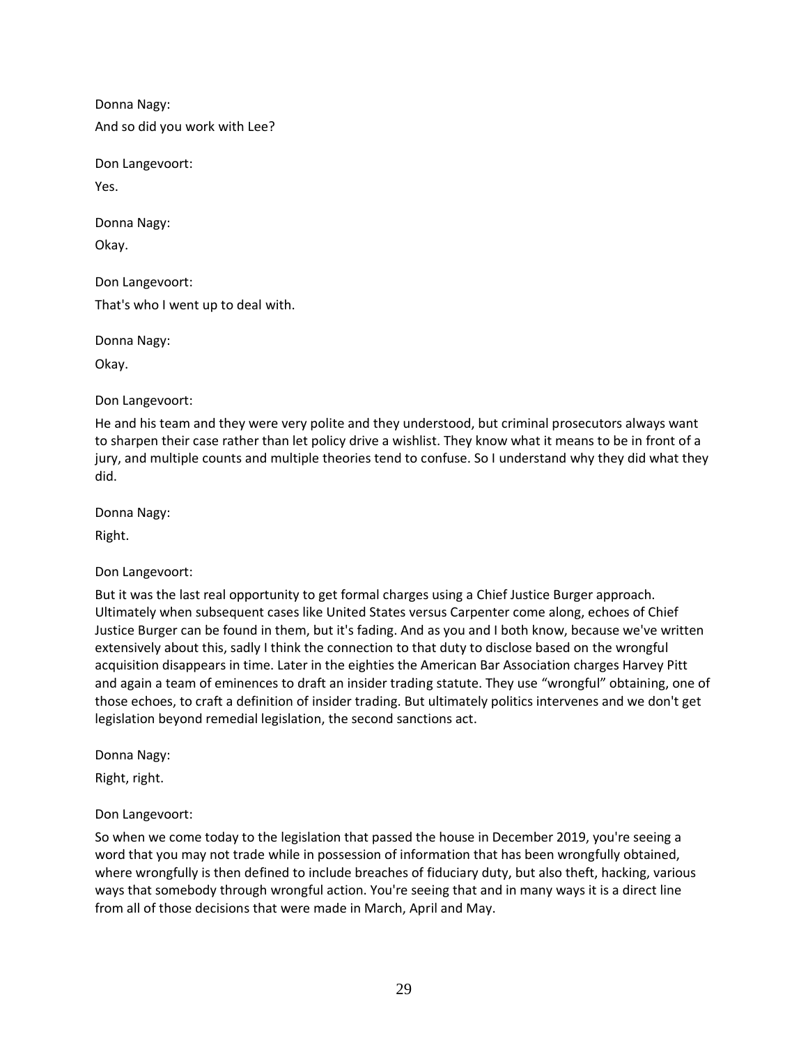Donna Nagy:

And so did you work with Lee?

Don Langevoort:

Yes.

Donna Nagy:

Okay.

Don Langevoort:

That's who I went up to deal with.

Donna Nagy:

Okay.

Don Langevoort:

He and his team and they were very polite and they understood, but criminal prosecutors always want to sharpen their case rather than let policy drive a wishlist. They know what it means to be in front of a jury, and multiple counts and multiple theories tend to confuse. So I understand why they did what they did.

Donna Nagy:

Right.

Don Langevoort:

But it was the last real opportunity to get formal charges using a Chief Justice Burger approach. Ultimately when subsequent cases like United States versus Carpenter come along, echoes of Chief Justice Burger can be found in them, but it's fading. And as you and I both know, because we've written extensively about this, sadly I think the connection to that duty to disclose based on the wrongful acquisition disappears in time. Later in the eighties the American Bar Association charges Harvey Pitt and again a team of eminences to draft an insider trading statute. They use "wrongful" obtaining, one of those echoes, to craft a definition of insider trading. But ultimately politics intervenes and we don't get legislation beyond remedial legislation, the second sanctions act.

Donna Nagy:

Right, right.

Don Langevoort:

So when we come today to the legislation that passed the house in December 2019, you're seeing a word that you may not trade while in possession of information that has been wrongfully obtained, where wrongfully is then defined to include breaches of fiduciary duty, but also theft, hacking, various ways that somebody through wrongful action. You're seeing that and in many ways it is a direct line from all of those decisions that were made in March, April and May.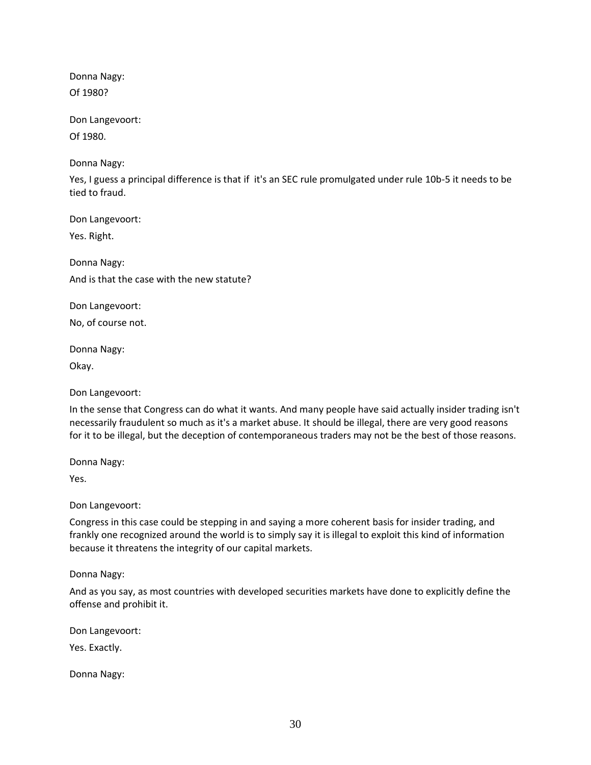Donna Nagy:

Of 1980?

Don Langevoort:

Of 1980.

Donna Nagy:

Yes, I guess a principal difference is that if it's an SEC rule promulgated under rule 10b-5 it needs to be tied to fraud.

Don Langevoort:

Yes. Right.

Donna Nagy:

And is that the case with the new statute?

Don Langevoort:

No, of course not.

Donna Nagy:

Okay.

Don Langevoort:

In the sense that Congress can do what it wants. And many people have said actually insider trading isn't necessarily fraudulent so much as it's a market abuse. It should be illegal, there are very good reasons for it to be illegal, but the deception of contemporaneous traders may not be the best of those reasons.

Donna Nagy:

Yes.

Don Langevoort:

Congress in this case could be stepping in and saying a more coherent basis for insider trading, and frankly one recognized around the world is to simply say it is illegal to exploit this kind of information because it threatens the integrity of our capital markets.

Donna Nagy:

And as you say, as most countries with developed securities markets have done to explicitly define the offense and prohibit it.

Don Langevoort:

Yes. Exactly.

Donna Nagy: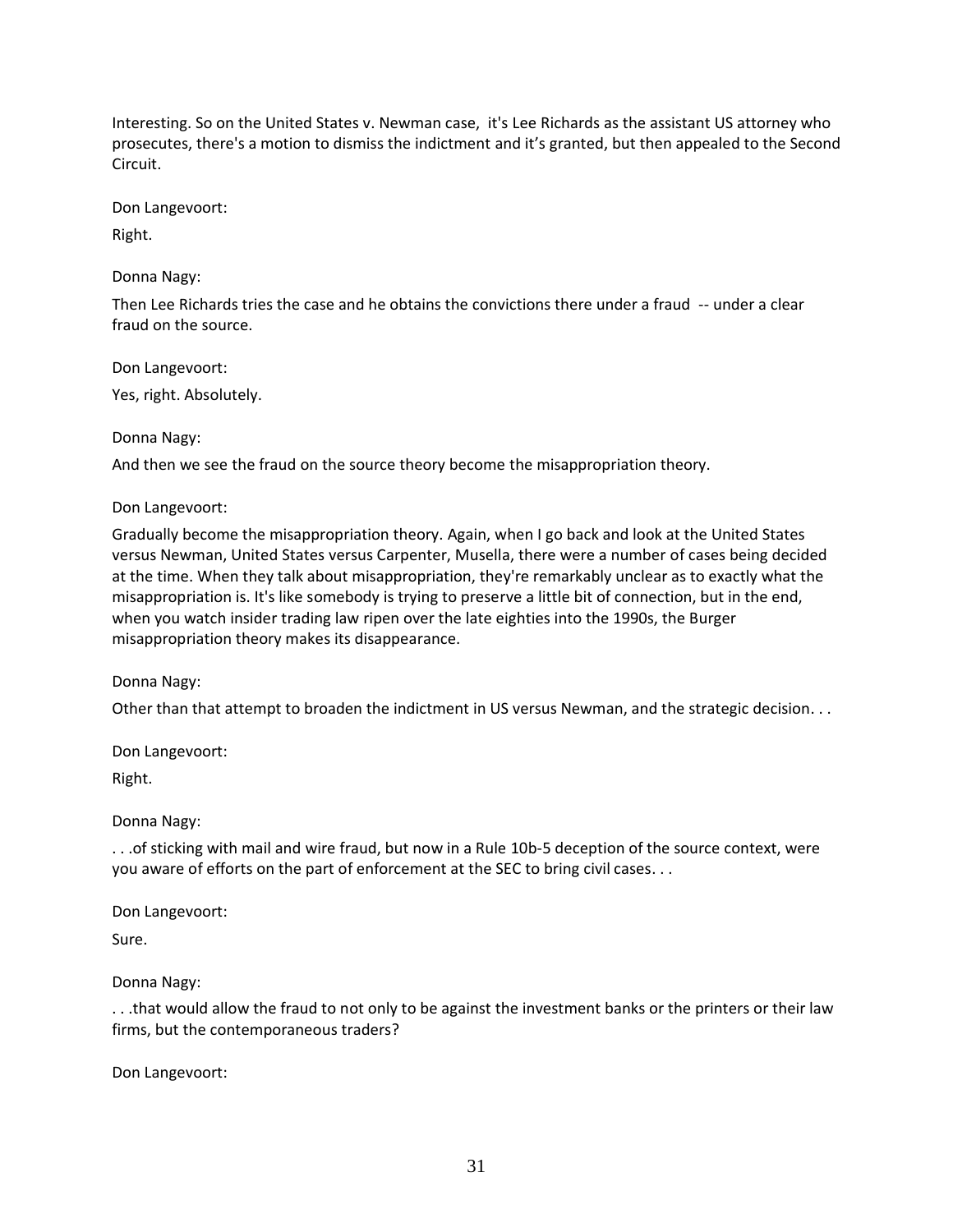Interesting. So on the United States v. Newman case, it's Lee Richards as the assistant US attorney who prosecutes, there's a motion to dismiss the indictment and it's granted, but then appealed to the Second Circuit.

Don Langevoort:

Right.

Donna Nagy:

Then Lee Richards tries the case and he obtains the convictions there under a fraud -- under a clear fraud on the source.

Don Langevoort:

Yes, right. Absolutely.

Donna Nagy:

And then we see the fraud on the source theory become the misappropriation theory.

Don Langevoort:

Gradually become the misappropriation theory. Again, when I go back and look at the United States versus Newman, United States versus Carpenter, Musella, there were a number of cases being decided at the time. When they talk about misappropriation, they're remarkably unclear as to exactly what the misappropriation is. It's like somebody is trying to preserve a little bit of connection, but in the end, when you watch insider trading law ripen over the late eighties into the 1990s, the Burger misappropriation theory makes its disappearance.

Donna Nagy:

Other than that attempt to broaden the indictment in US versus Newman, and the strategic decision. . .

Don Langevoort:

Right.

Donna Nagy:

. . .of sticking with mail and wire fraud, but now in a Rule 10b-5 deception of the source context, were you aware of efforts on the part of enforcement at the SEC to bring civil cases. . .

Don Langevoort:

Sure.

Donna Nagy:

. . .that would allow the fraud to not only to be against the investment banks or the printers or their law firms, but the contemporaneous traders?

Don Langevoort: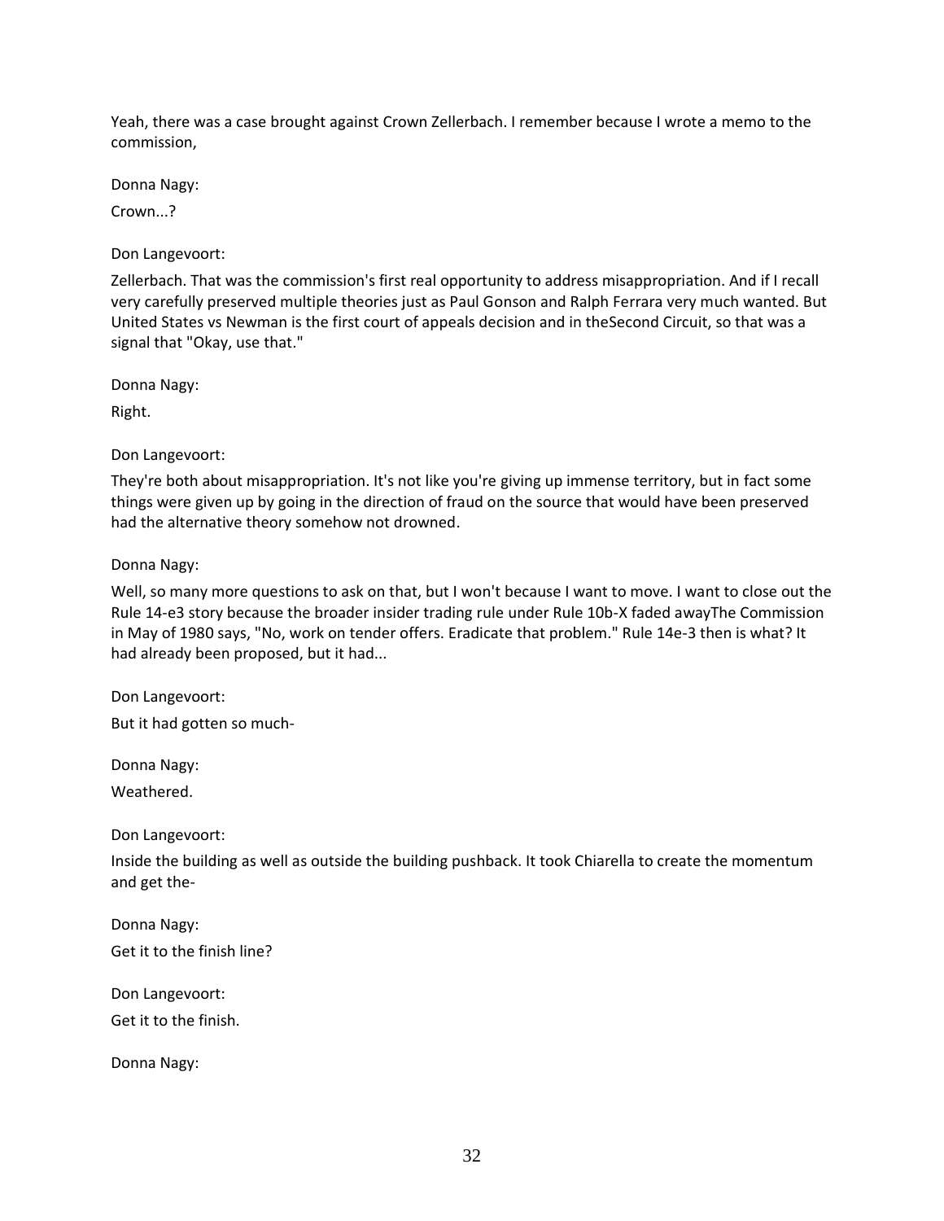Yeah, there was a case brought against Crown Zellerbach. I remember because I wrote a memo to the commission,

Donna Nagy:

Crown...?

Don Langevoort:

Zellerbach. That was the commission's first real opportunity to address misappropriation. And if I recall very carefully preserved multiple theories just as Paul Gonson and Ralph Ferrara very much wanted. But United States vs Newman is the first court of appeals decision and in theSecond Circuit, so that was a signal that "Okay, use that."

Donna Nagy:

Right.

Don Langevoort:

They're both about misappropriation. It's not like you're giving up immense territory, but in fact some things were given up by going in the direction of fraud on the source that would have been preserved had the alternative theory somehow not drowned.

Donna Nagy:

Well, so many more questions to ask on that, but I won't because I want to move. I want to close out the Rule 14-e3 story because the broader insider trading rule under Rule 10b-X faded awayThe Commission in May of 1980 says, "No, work on tender offers. Eradicate that problem." Rule 14e-3 then is what? It had already been proposed, but it had...

Don Langevoort:

But it had gotten so much-

Donna Nagy:

Weathered.

Don Langevoort:

Inside the building as well as outside the building pushback. It took Chiarella to create the momentum and get the-

Donna Nagy:

Get it to the finish line?

Don Langevoort:

Get it to the finish.

Donna Nagy: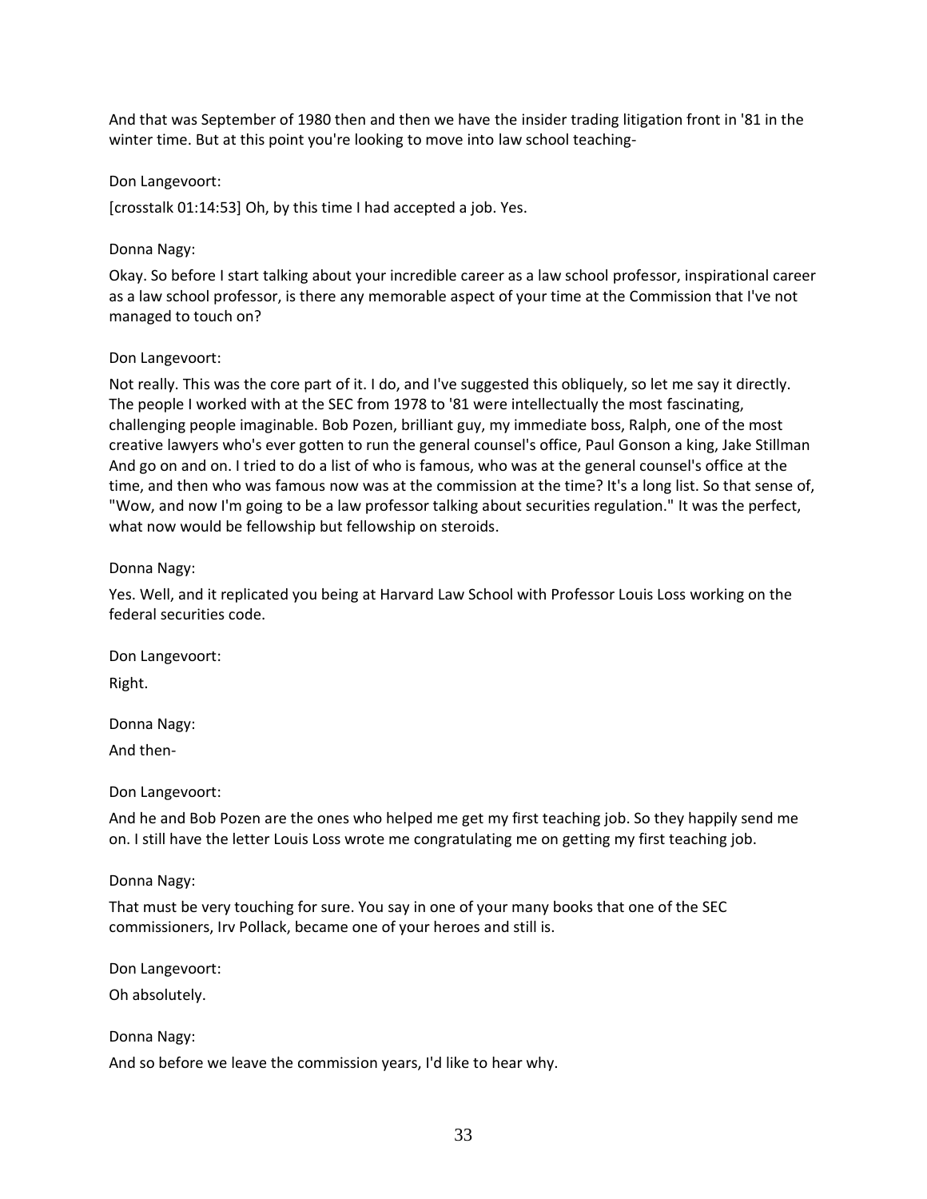And that was September of 1980 then and then we have the insider trading litigation front in '81 in the winter time. But at this point you're looking to move into law school teaching-

Don Langevoort:

[crosstalk 01:14:53] Oh, by this time I had accepted a job. Yes.

Donna Nagy:

Okay. So before I start talking about your incredible career as a law school professor, inspirational career as a law school professor, is there any memorable aspect of your time at the Commission that I've not managed to touch on?

Don Langevoort:

Not really. This was the core part of it. I do, and I've suggested this obliquely, so let me say it directly. The people I worked with at the SEC from 1978 to '81 were intellectually the most fascinating, challenging people imaginable. Bob Pozen, brilliant guy, my immediate boss, Ralph, one of the most creative lawyers who's ever gotten to run the general counsel's office, Paul Gonson a king, Jake Stillman And go on and on. I tried to do a list of who is famous, who was at the general counsel's office at the time, and then who was famous now was at the commission at the time? It's a long list. So that sense of, "Wow, and now I'm going to be a law professor talking about securities regulation." It was the perfect, what now would be fellowship but fellowship on steroids.

Donna Nagy:

Yes. Well, and it replicated you being at Harvard Law School with Professor Louis Loss working on the federal securities code.

Don Langevoort:

Right.

Donna Nagy:

And then-

Don Langevoort:

And he and Bob Pozen are the ones who helped me get my first teaching job. So they happily send me on. I still have the letter Louis Loss wrote me congratulating me on getting my first teaching job.

Donna Nagy:

That must be very touching for sure. You say in one of your many books that one of the SEC commissioners, Irv Pollack, became one of your heroes and still is.

Don Langevoort:

Oh absolutely.

Donna Nagy:

And so before we leave the commission years, I'd like to hear why.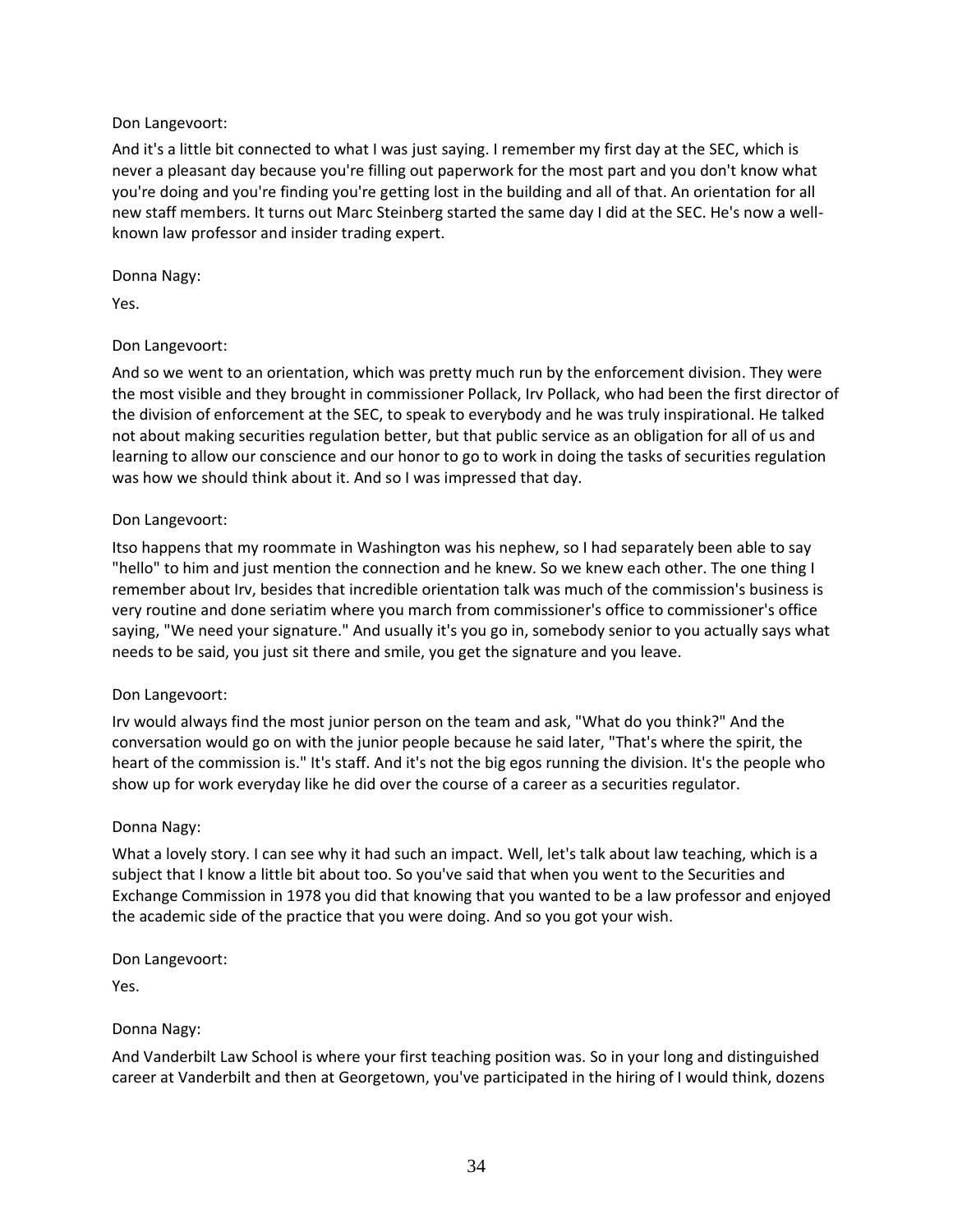Don Langevoort:

And it's a little bit connected to what I was just saying. I remember my first day at the SEC, which is never a pleasant day because you're filling out paperwork for the most part and you don't know what you're doing and you're finding you're getting lost in the building and all of that. An orientation for all new staff members. It turns out Marc Steinberg started the same day I did at the SEC. He's now a well-known law professor and insider trading expert.

Donna Nagy:

Yes.

Don Langevoort:

And so we went to an orientation, which was pretty much run by the enforcement division. They were the most visible and they brought in commissioner Pollack, Irv Pollack, who had been the first director of the division of enforcement at the SEC, to speak to everybody and he was truly inspirational. He talked not about making securities regulation better, but that public service as an obligation for all of us and learning to allow our conscience and our honor to go to work in doing the tasks of securities regulation was how we should think about it. And so I was impressed that day.

Don Langevoort:

Itso happens that my roommate in Washington was his nephew, so I had separately been able to say "hello" to him and just mention the connection and he knew. So we knew each other. The one thing I remember about Irv, besides that incredible orientation talk was much of the commission's business is very routine and done seriatim where you march from commissioner's office to commissioner's office saying, "We need your signature." And usually it's you go in, somebody senior to you actually says what needs to be said, you just sit there and smile, you get the signature and you leave.

Don Langevoort:

Irv would always find the most junior person on the team and ask, "What do you think?" And the conversation would go on with the junior people because he said later, "That's where the spirit, the heart of the commission is." It's staff. And it's not the big egos running the division. It's the people who show up for work everyday like he did over the course of a career as a securities regulator.

Donna Nagy:

What a lovely story. I can see why it had such an impact. Well, let's talk about law teaching, which is a subject that I know a little bit about too. So you've said that when you went to the Securities and Exchange Commission in 1978 you did that knowing that you wanted to be a law professor and enjoyed the academic side of the practice that you were doing. And so you got your wish.

Don Langevoort:

Yes.

Donna Nagy:

And Vanderbilt Law School is where your first teaching position was. So in your long and distinguished career at Vanderbilt and then at Georgetown, you've participated in the hiring of I would think, dozens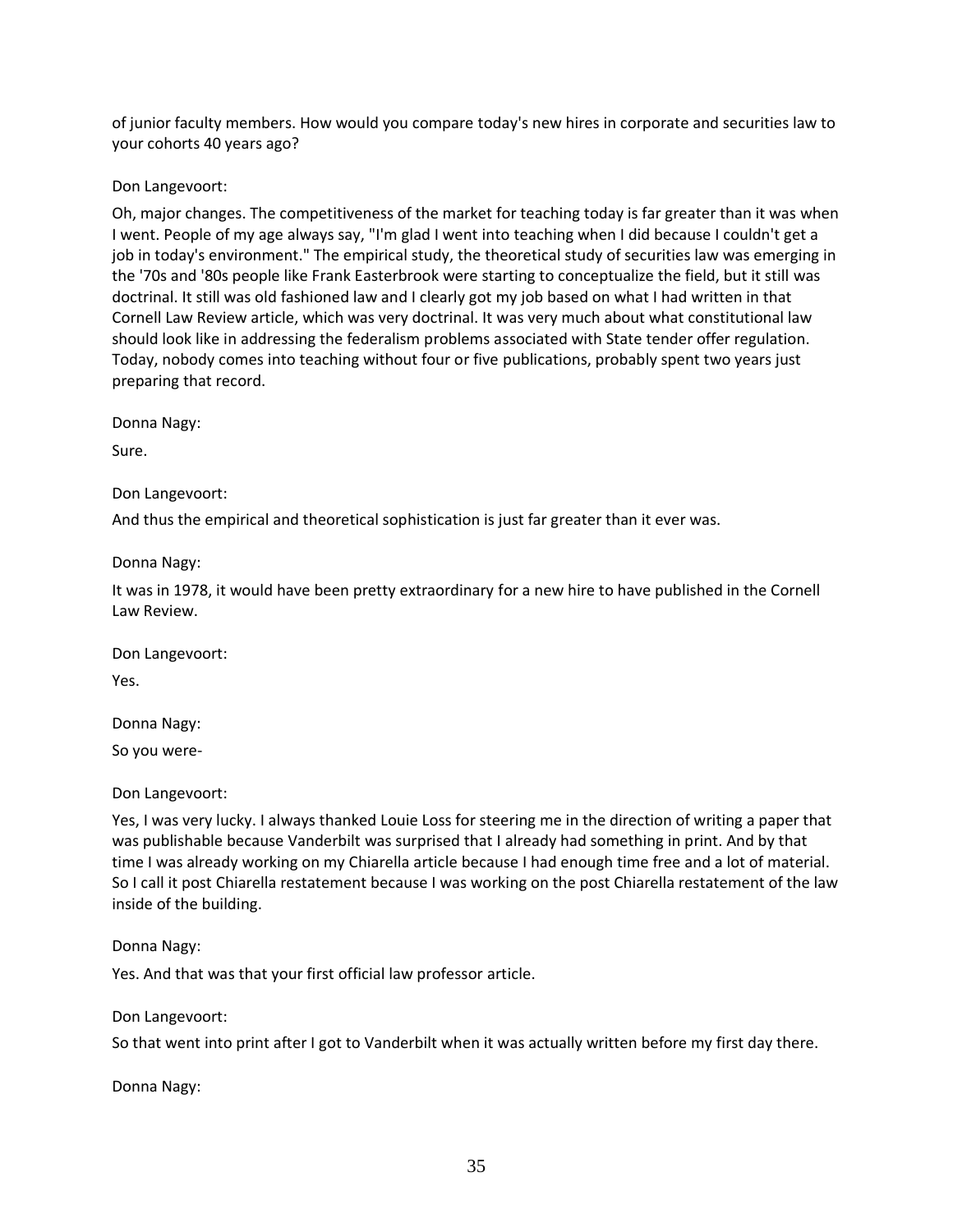of junior faculty members. How would you compare today's new hires in corporate and securities law to your cohorts 40 years ago?

Don Langevoort:

Oh, major changes. The competitiveness of the market for teaching today is far greater than it was when I went. People of my age always say, "I'm glad I went into teaching when I did because I couldn't get a job in today's environment." The empirical study, the theoretical study of securities law was emerging in the '70s and '80s people like Frank Easterbrook were starting to conceptualize the field, but it still was doctrinal. It still was old fashioned law and I clearly got my job based on what I had written in that Cornell Law Review article, which was very doctrinal. It was very much about what constitutional law should look like in addressing the federalism problems associated with State tender offer regulation. Today, nobody comes into teaching without four or five publications, probably spent two years just preparing that record.

Donna Nagy:

Sure.

Don Langevoort:

And thus the empirical and theoretical sophistication is just far greater than it ever was.

Donna Nagy:

It was in 1978, it would have been pretty extraordinary for a new hire to have published in the Cornell Law Review.

Don Langevoort:

Yes.

Donna Nagy:

So you were-

Don Langevoort:

Yes, I was very lucky. I always thanked Louie Loss for steering me in the direction of writing a paper that was publishable because Vanderbilt was surprised that I already had something in print. And by that time I was already working on my Chiarella article because I had enough time free and a lot of material. So I call it post Chiarella restatement because I was working on the post Chiarella restatement of the law inside of the building.

Donna Nagy:

Yes. And that was that your first official law professor article.

Don Langevoort:

So that went into print after I got to Vanderbilt when it was actually written before my first day there.

Donna Nagy: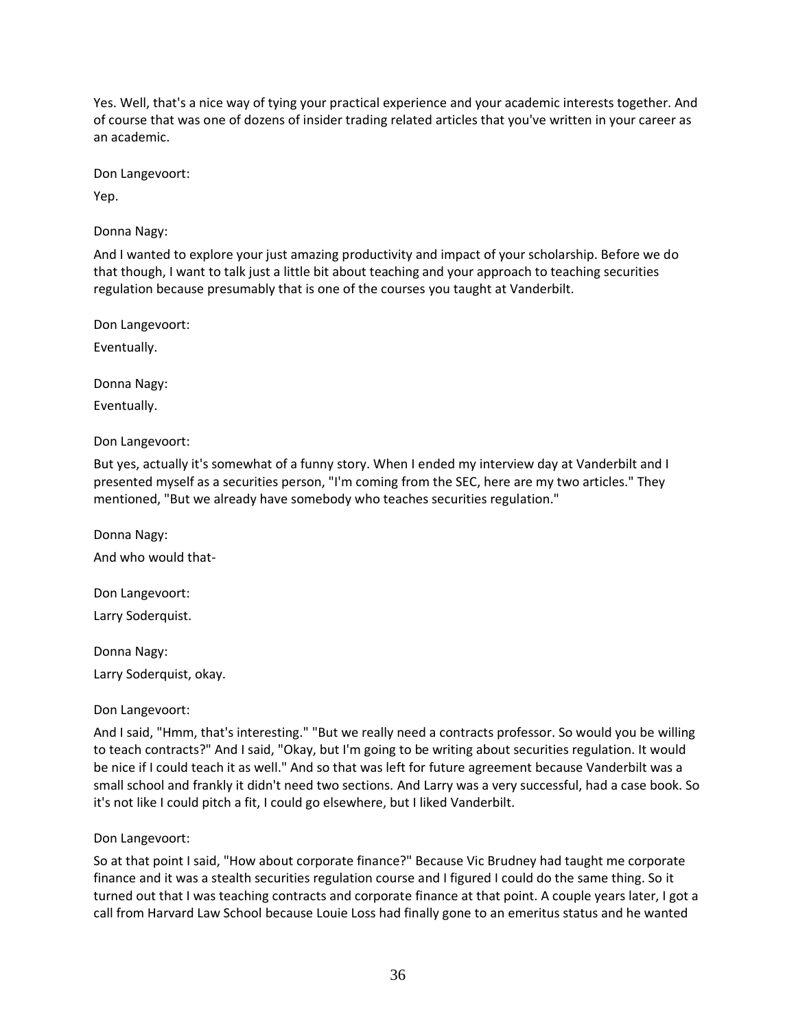Yes. Well, that's a nice way of tying your practical experience and your academic interests together. And of course that was one of dozens of insider trading related articles that you've written in your career as an academic.

Don Langevoort:

Yep.

Donna Nagy:

And I wanted to explore your just amazing productivity and impact of your scholarship. Before we do that though, I want to talk just a little bit about teaching and your approach to teaching securities regulation because presumably that is one of the courses you taught at Vanderbilt.

Don Langevoort:

Eventually.

Donna Nagy:

Eventually.

Don Langevoort:

But yes, actually it's somewhat of a funny story. When I ended my interview day at Vanderbilt and I presented myself as a securities person, "I'm coming from the SEC, here are my two articles." They mentioned, "But we already have somebody who teaches securities regulation."

Donna Nagy:

And who would that-

Don Langevoort:

Larry Soderquist.

Donna Nagy:

Larry Soderquist, okay.

Don Langevoort:

And I said, "Hmm, that's interesting." "But we really need a contracts professor. So would you be willing to teach contracts?" And I said, "Okay, but I'm going to be writing about securities regulation. It would be nice if I could teach it as well." And so that was left for future agreement because Vanderbilt was a small school and frankly it didn't need two sections. And Larry was a very successful, had a case book. So it's not like I could pitch a fit, I could go elsewhere, but I liked Vanderbilt.

Don Langevoort:

So at that point I said, "How about corporate finance?" Because Vic Brudney had taught me corporate finance and it was a stealth securities regulation course and I figured I could do the same thing. So it turned out that I was teaching contracts and corporate finance at that point. A couple years later, I got a call from Harvard Law School because Louie Loss had finally gone to an emeritus status and he wanted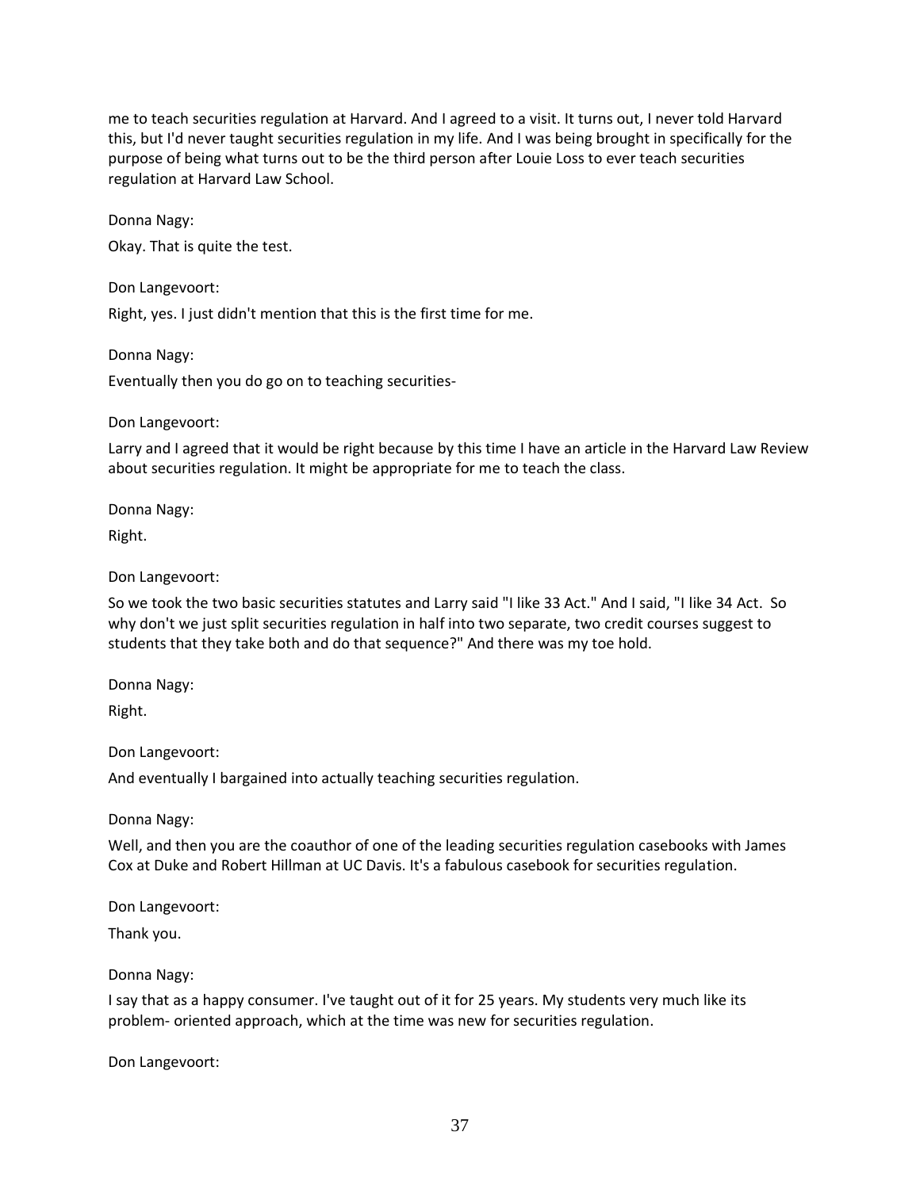me to teach securities regulation at Harvard. And I agreed to a visit. It turns out, I never told Harvard this, but I'd never taught securities regulation in my life. And I was being brought in specifically for the purpose of being what turns out to be the third person after Louie Loss to ever teach securities regulation at Harvard Law School.

Donna Nagy:

Okay. That is quite the test.

Don Langevoort:

Right, yes. I just didn't mention that this is the first time for me.

Donna Nagy:

Eventually then you do go on to teaching securities-

Don Langevoort:

Larry and I agreed that it would be right because by this time I have an article in the Harvard Law Review about securities regulation. It might be appropriate for me to teach the class.

Donna Nagy:

Right.

Don Langevoort:

So we took the two basic securities statutes and Larry said "I like 33 Act." And I said, "I like 34 Act. So why don't we just split securities regulation in half into two separate, two credit courses suggest to students that they take both and do that sequence?" And there was my toe hold.

Donna Nagy:

Right.

Don Langevoort:

And eventually I bargained into actually teaching securities regulation.

Donna Nagy:

Well, and then you are the coauthor of one of the leading securities regulation casebooks with James Cox at Duke and Robert Hillman at UC Davis. It's a fabulous casebook for securities regulation.

Don Langevoort:

Thank you.

Donna Nagy:

I say that as a happy consumer. I've taught out of it for 25 years. My students very much like its problem- oriented approach, which at the time was new for securities regulation.

Don Langevoort: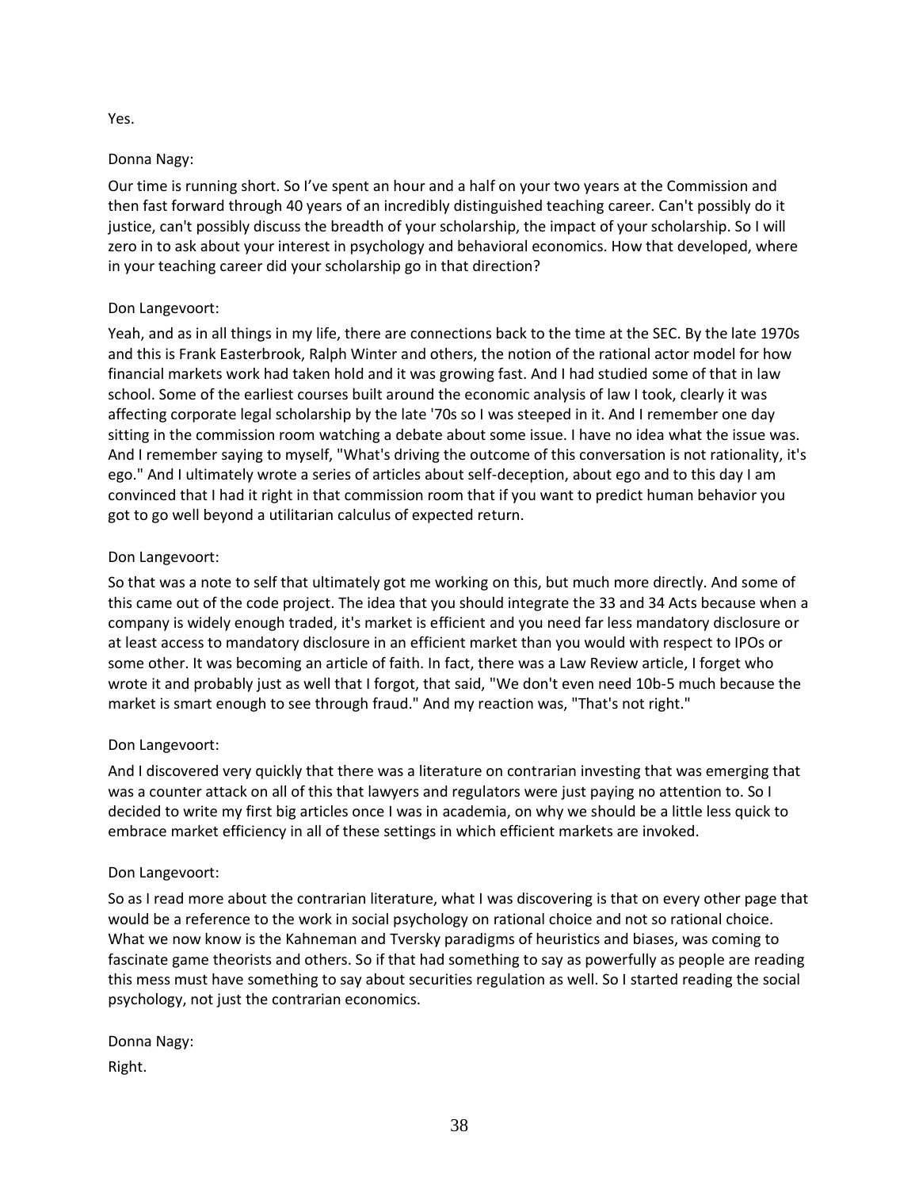Yes.

Donna Nagy:

Our time is running short. So I've spent an hour and a half on your two years at the Commission and then fast forward through 40 years of an incredibly distinguished teaching career. Can't possibly do it justice, can't possibly discuss the breadth of your scholarship, the impact of your scholarship. So I will zero in to ask about your interest in psychology and behavioral economics. How that developed, where in your teaching career did your scholarship go in that direction?

Don Langevoort:

Yeah, and as in all things in my life, there are connections back to the time at the SEC. By the late 1970s and this is Frank Easterbrook, Ralph Winter and others, the notion of the rational actor model for how financial markets work had taken hold and it was growing fast. And I had studied some of that in law school. Some of the earliest courses built around the economic analysis of law I took, clearly it was affecting corporate legal scholarship by the late '70s so I was steeped in it. And I remember one day sitting in the commission room watching a debate about some issue. I have no idea what the issue was. And I remember saying to myself, "What's driving the outcome of this conversation is not rationality, it's ego." And I ultimately wrote a series of articles about self-deception, about ego and to this day I am convinced that I had it right in that commission room that if you want to predict human behavior you got to go well beyond a utilitarian calculus of expected return.

Don Langevoort:

So that was a note to self that ultimately got me working on this, but much more directly. And some of this came out of the code project. The idea that you should integrate the 33 and 34 Acts because when a company is widely enough traded, it's market is efficient and you need far less mandatory disclosure or at least access to mandatory disclosure in an efficient market than you would with respect to IPOs or some other. It was becoming an article of faith. In fact, there was a Law Review article, I forget who wrote it and probably just as well that I forgot, that said, "We don't even need 10b-5 much because the market is smart enough to see through fraud." And my reaction was, "That's not right."

Don Langevoort:

And I discovered very quickly that there was a literature on contrarian investing that was emerging that was a counter attack on all of this that lawyers and regulators were just paying no attention to. So I decided to write my first big articles once I was in academia, on why we should be a little less quick to embrace market efficiency in all of these settings in which efficient markets are invoked.

Don Langevoort:

So as I read more about the contrarian literature, what I was discovering is that on every other page that would be a reference to the work in social psychology on rational choice and not so rational choice. What we now know is the Kahneman and Tversky paradigms of heuristics and biases, was coming to fascinate game theorists and others. So if that had something to say as powerfully as people are reading this mess must have something to say about securities regulation as well. So I started reading the social psychology, not just the contrarian economics.

Donna Nagy:

Right.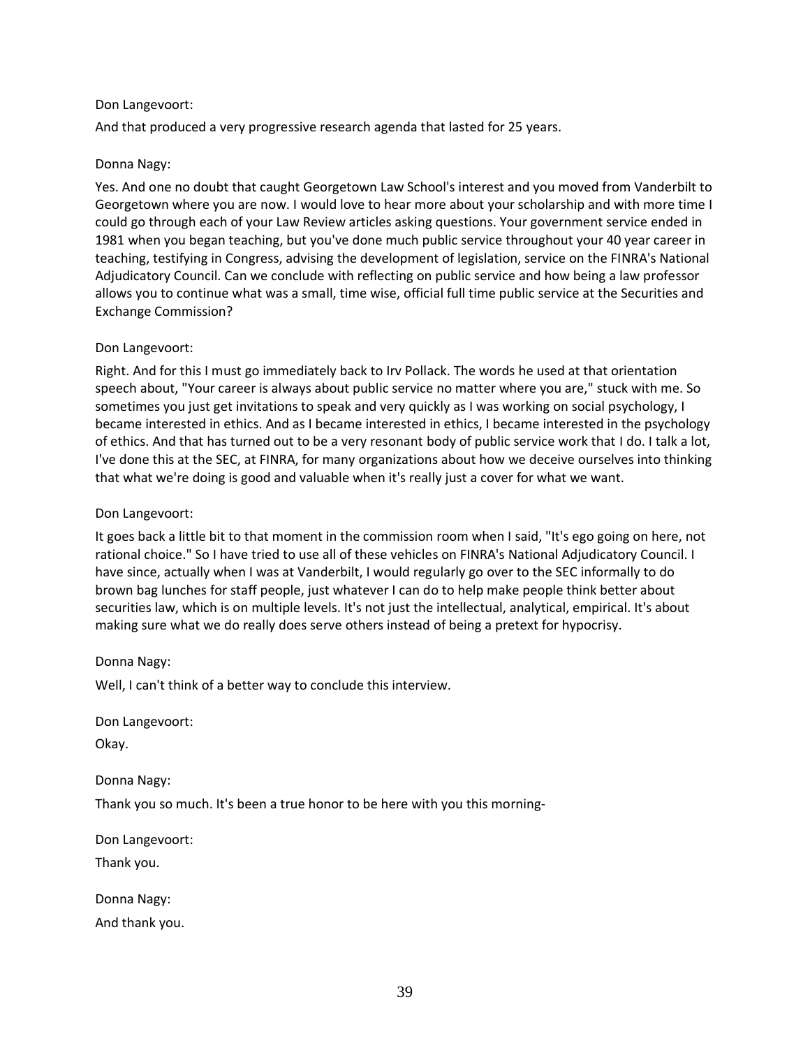Don Langevoort:

And that produced a very progressive research agenda that lasted for 25 years.

Donna Nagy:

Yes. And one no doubt that caught Georgetown Law School's interest and you moved from Vanderbilt to Georgetown where you are now. I would love to hear more about your scholarship and with more time I could go through each of your Law Review articles asking questions. Your government service ended in 1981 when you began teaching, but you've done much public service throughout your 40 year career in teaching, testifying in Congress, advising the development of legislation, service on the FINRA's National Adjudicatory Council. Can we conclude with reflecting on public service and how being a law professor allows you to continue what was a small, time wise, official full time public service at the Securities and Exchange Commission?

Don Langevoort:

Right. And for this I must go immediately back to Irv Pollack. The words he used at that orientation speech about, "Your career is always about public service no matter where you are," stuck with me. So sometimes you just get invitations to speak and very quickly as I was working on social psychology, I became interested in ethics. And as I became interested in ethics, I became interested in the psychology of ethics. And that has turned out to be a very resonant body of public service work that I do. I talk a lot, I've done this at the SEC, at FINRA, for many organizations about how we deceive ourselves into thinking that what we're doing is good and valuable when it's really just a cover for what we want.

Don Langevoort:

It goes back a little bit to that moment in the commission room when I said, "It's ego going on here, not rational choice." So I have tried to use all of these vehicles on FINRA's National Adjudicatory Council. I have since, actually when I was at Vanderbilt, I would regularly go over to the SEC informally to do brown bag lunches for staff people, just whatever I can do to help make people think better about securities law, which is on multiple levels. It's not just the intellectual, analytical, empirical. It's about making sure what we do really does serve others instead of being a pretext for hypocrisy.

Donna Nagy:

Well, I can't think of a better way to conclude this interview.

Don Langevoort:

Okay.

Donna Nagy:

Thank you so much. It's been a true honor to be here with you this morning-

Don Langevoort:

Thank you.

Donna Nagy:

And thank you.